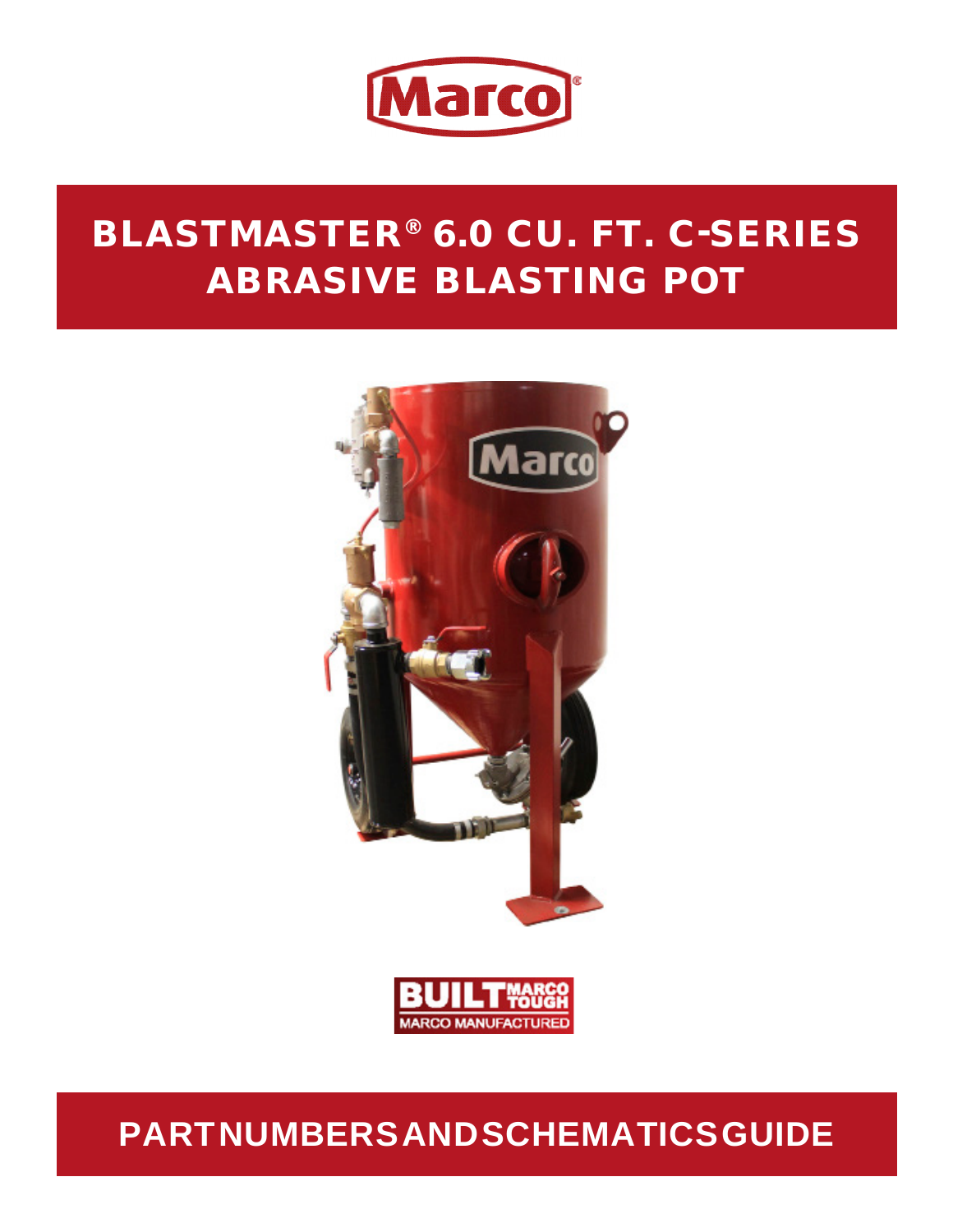# BLASTMASTER® 6.0 CU. FT. C-SERIES ABRASIVE BLASTING POT

## PART NUMBERS AND SCHEMATICS GUIDE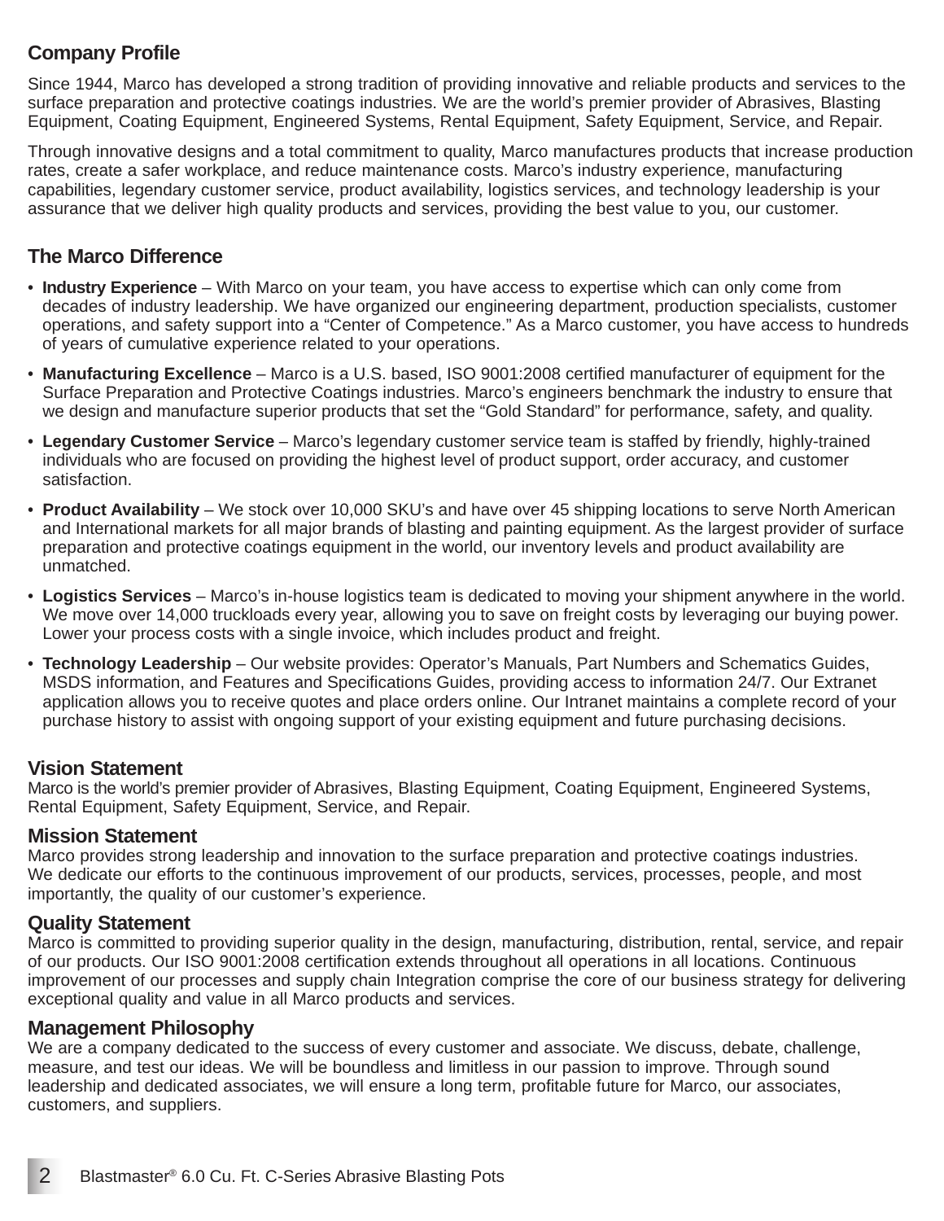## Company Profile

Since 1944, Marco has developed a strong tradition of providing innovative and reliable products and services to the surface preparation and protective coatings industries. We are the world's premier provider of Abrasives, Blasting Equipment, Coating Equipment, Engineered Systems, Rental Equipment, Safety Equipment, Service, and Repair.

Through innovative designs and a total commitment to quality, Marco manufactures products that increase production rates, create a safer workplace, and reduce maintenance costs. Marco's industry experience, manufacturing capabilities, legendary customer service, product availability, logistics services, and technology leadership is your assurance that we deliver high quality products and services, providing the best value to you, our customer.

## The Marco Difference

- **Industry Experience** – With Marco on your team, you have access to expertise which can only come from decades of industry leadership. We have organized our engineering department, production specialists, customer operations, and safety support into a "Center of Competence." As a Marco customer, you have access to hundreds of years of cumulative experience related to your operations.
- **Manufacturing Excellence** – Marco is a U.S. based, ISO 9001:2008 certified manufacturer of equipment for the Surface Preparation and Protective Coatings industries. Marco's engineers benchmark the industry to ensure that we design and manufacture superior products that set the "Gold Standard" for performance, safety, and quality.
- **Legendary Customer Service** – Marco's legendary customer service team is staffed by friendly, highly-trained individuals who are focused on providing the highest level of product support, order accuracy, and customer satisfaction.
- **Product Availability** – We stock over 10,000 SKU's and have over 45 shipping locations to serve North American and International markets for all major brands of blasting and painting equipment. As the largest provider of surface preparation and protective coatings equipment in the world, our inventory levels and product availability are unmatched.
- **Logistics Services** – Marco's in-house logistics team is dedicated to moving your shipment anywhere in the world. We move over 14,000 truckloads every year, allowing you to save on freight costs by leveraging our buying power. Lower your process costs with a single invoice, which includes product and freight.
- **Technology Leadership** – Our website provides: Operator's Manuals, Part Numbers and Schematics Guides, MSDS information, and Features and Specifications Guides, providing access to information 24/7. Our Extranet application allows you to receive quotes and place orders online. Our Intranet maintains a complete record of your purchase history to assist with ongoing support of your existing equipment and future purchasing decisions.

## Vision Statement

Marco is the world's premier provider of Abrasives, Blasting Equipment, Coating Equipment, Engineered Systems, Rental Equipment, Safety Equipment, Service, and Repair.

## Mission Statement

Marco provides strong leadership and innovation to the surface preparation and protective coatings industries. We dedicate our efforts to the continuous improvement of our products, services, processes, people, and most importantly, the quality of our customer's experience.

## Quality Statement

Marco is committed to providing superior quality in the design, manufacturing, distribution, rental, service, and repair of our products. Our ISO 9001:2008 certification extends throughout all operations in all locations. Continuous improvement of our processes and supply chain Integration comprise the core of our business strategy for delivering exceptional quality and value in all Marco products and services.

## Management Philosophy

We are a company dedicated to the success of every customer and associate. We discuss, debate, challenge, measure, and test our ideas. We will be boundless and limitless in our passion to improve. Through sound leadership and dedicated associates, we will ensure a long term, profitable future for Marco, our associates, customers, and suppliers.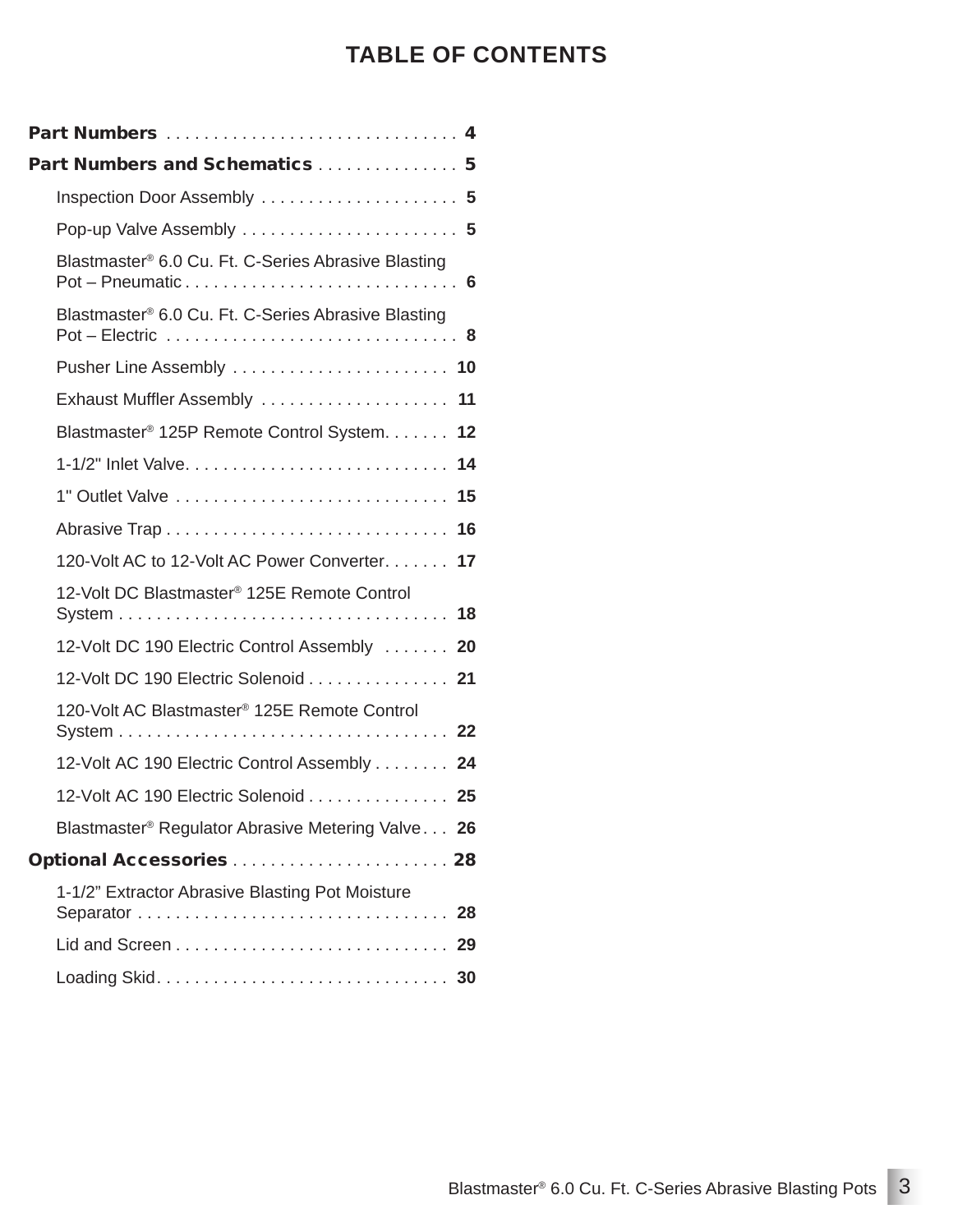# TABLE OF CONTENTS

**Part Numbers** . . . . . . . . . . . . . . . . . . . . . . . . . . . . . . . **4**

**Part Numbers and Schematics** . . . . . . . . . . . . . . . **5**

- Inspection Door Assembly . . . . . . . . . . . . . . . . . . . . . **5**
- Pop-up Valve Assembly . . . . . . . . . . . . . . . . . . . . . . . **5**
- Blastmaster® 6.0 Cu. Ft. C-Series Abrasive Blasting Pot – Pneumatic . . . . . . . . . . . . . . . . . . . . . . . . . . . . **6**
- Blastmaster® 6.0 Cu. Ft. C-Series Abrasive Blasting Pot – Electric . . . . . . . . . . . . . . . . . . . . . . . . . . . . . . . **8**
- Pusher Line Assembly . . . . . . . . . . . . . . . . . . . . . . . **10**
- Exhaust Muffler Assembly . . . . . . . . . . . . . . . . . . . . **11**
- Blastmaster® 125P Remote Control System. . . . . . . **12**
- 1-1/2" Inlet Valve. . . . . . . . . . . . . . . . . . . . . . . . . . . . **14**
- 1" Outlet Valve . . . . . . . . . . . . . . . . . . . . . . . . . . . . . **15**
- Abrasive Trap . . . . . . . . . . . . . . . . . . . . . . . . . . . . . . **16**
- 120-Volt AC to 12-Volt AC Power Converter. . . . . . . **17**
- 12-Volt DC Blastmaster® 125E Remote Control System . . . . . . . . . . . . . . . . . . . . . . . . . . . . . . . . . . . **18**
- 12-Volt DC 190 Electric Control Assembly . . . . . . . **20**
- 12-Volt DC 190 Electric Solenoid . . . . . . . . . . . . . . . **21**
- 120-Volt AC Blastmaster® 125E Remote Control System . . . . . . . . . . . . . . . . . . . . . . . . . . . . . . . . . . . **22**
- 12-Volt AC 190 Electric Control Assembly . . . . . . . . **24**
- 12-Volt AC 190 Electric Solenoid . . . . . . . . . . . . . . . **25**
- Blastmaster® Regulator Abrasive Metering Valve. . . **26**

**Optional Accessories** . . . . . . . . . . . . . . . . . . . . . . . **28**

- 1-1/2" Extractor Abrasive Blasting Pot Moisture Separator . . . . . . . . . . . . . . . . . . . . . . . . . . . . . . . . . **28**
- Lid and Screen . . . . . . . . . . . . . . . . . . . . . . . . . . . . . **29**
- Loading Skid. . . . . . . . . . . . . . . . . . . . . . . . . . . . . . . **30**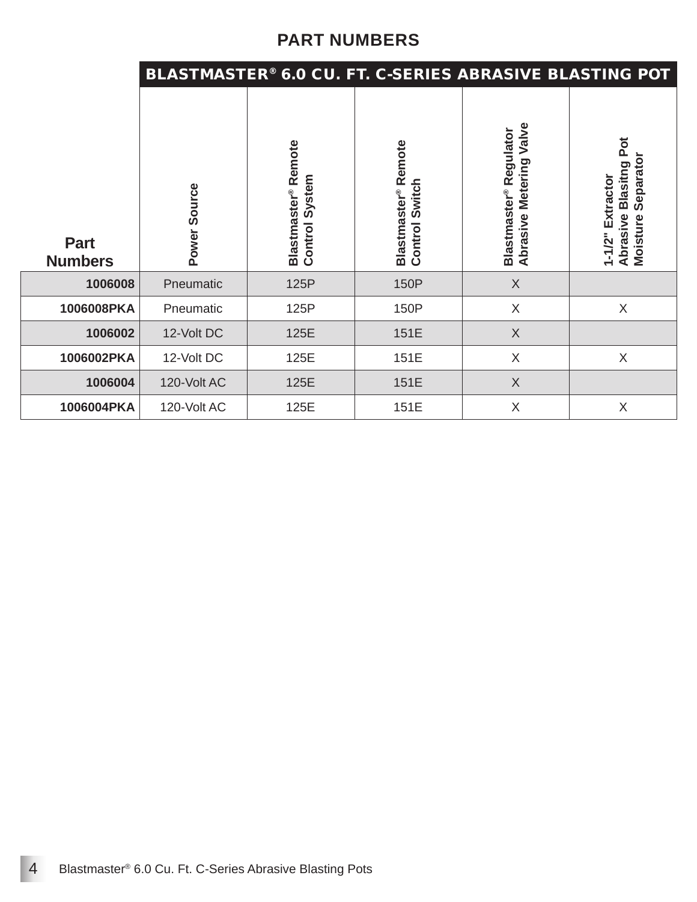## PART NUMBERS

| Part Numbers | BLASTMASTER® 6.0 CU. FT. C-SERIES ABRASIVE BLASTING POT | | | | |
|---|---|---|---|---|---|
| | Power Source | Blastmaster® Remote Control System | Blastmaster® Remote Control Switch | Blastmaster® Regulator Abrasive Metering Valve | 1-1/2" Extractor Abrasive Blasting Pot Moisture Separator |
| **1006008** | Pneumatic | 125P | 150P | X | |
| **1006008PKA** | Pneumatic | 125P | 150P | X | X |
| **1006002** | 12-Volt DC | 125E | 151E | X | |
| **1006002PKA** | 12-Volt DC | 125E | 151E | X | X |
| **1006004** | 120-Volt AC | 125E | 151E | X | |
| **1006004PKA** | 120-Volt AC | 125E | 151E | X | X |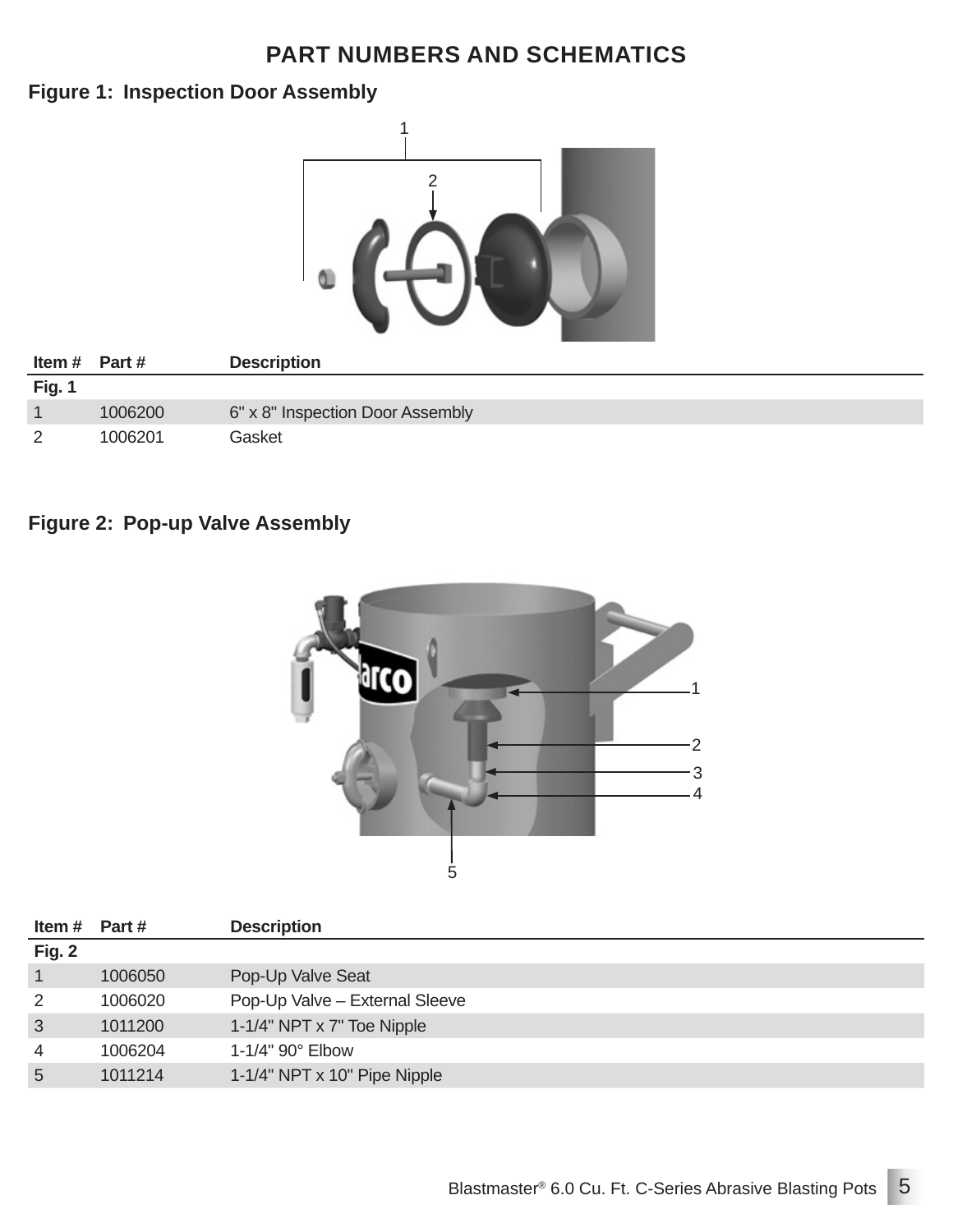# PART NUMBERS AND SCHEMATICS

## Figure 1: Inspection Door Assembly

| Item # | Part # | Description |
|---|---|---|
| **Fig. 1** | | |
| 1 | 1006200 | 6" x 8" Inspection Door Assembly |
| 2 | 1006201 | Gasket |

## Figure 2: Pop-up Valve Assembly

| Item # | Part # | Description |
|---|---|---|
| **Fig. 2** | | |
| 1 | 1006050 | Pop-Up Valve Seat |
| 2 | 1006020 | Pop-Up Valve – External Sleeve |
| 3 | 1011200 | 1-1/4" NPT x 7" Toe Nipple |
| 4 | 1006204 | 1-1/4" 90° Elbow |
| 5 | 1011214 | 1-1/4" NPT x 10" Pipe Nipple |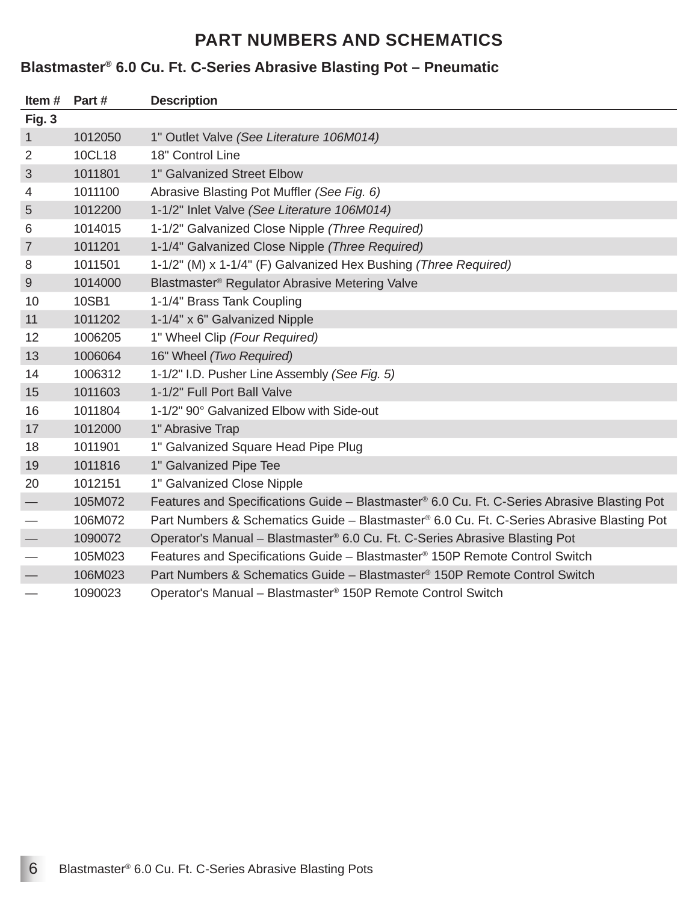# PART NUMBERS AND SCHEMATICS

## Blastmaster® 6.0 Cu. Ft. C-Series Abrasive Blasting Pot – Pneumatic

| Item # | Part # | Description |
|---|---|---|
| **Fig. 3** | | |
| 1 | 1012050 | 1" Outlet Valve *(See Literature 106M014)* |
| 2 | 10CL18 | 18" Control Line |
| 3 | 1011801 | 1" Galvanized Street Elbow |
| 4 | 1011100 | Abrasive Blasting Pot Muffler *(See Fig. 6)* |
| 5 | 1012200 | 1-1/2" Inlet Valve *(See Literature 106M014)* |
| 6 | 1014015 | 1-1/2" Galvanized Close Nipple *(Three Required)* |
| 7 | 1011201 | 1-1/4" Galvanized Close Nipple *(Three Required)* |
| 8 | 1011501 | 1-1/2" (M) x 1-1/4" (F) Galvanized Hex Bushing *(Three Required)* |
| 9 | 1014000 | Blastmaster® Regulator Abrasive Metering Valve |
| 10 | 10SB1 | 1-1/4" Brass Tank Coupling |
| 11 | 1011202 | 1-1/4" x 6" Galvanized Nipple |
| 12 | 1006205 | 1" Wheel Clip *(Four Required)* |
| 13 | 1006064 | 16" Wheel *(Two Required)* |
| 14 | 1006312 | 1-1/2" I.D. Pusher Line Assembly *(See Fig. 5)* |
| 15 | 1011603 | 1-1/2" Full Port Ball Valve |
| 16 | 1011804 | 1-1/2" 90° Galvanized Elbow with Side-out |
| 17 | 1012000 | 1" Abrasive Trap |
| 18 | 1011901 | 1" Galvanized Square Head Pipe Plug |
| 19 | 1011816 | 1" Galvanized Pipe Tee |
| 20 | 1012151 | 1" Galvanized Close Nipple |
| — | 105M072 | Features and Specifications Guide – Blastmaster® 6.0 Cu. Ft. C-Series Abrasive Blasting Pot |
| — | 106M072 | Part Numbers & Schematics Guide – Blastmaster® 6.0 Cu. Ft. C-Series Abrasive Blasting Pot |
| — | 1090072 | Operator's Manual – Blastmaster® 6.0 Cu. Ft. C-Series Abrasive Blasting Pot |
| — | 105M023 | Features and Specifications Guide – Blastmaster® 150P Remote Control Switch |
| — | 106M023 | Part Numbers & Schematics Guide – Blastmaster® 150P Remote Control Switch |
| — | 1090023 | Operator's Manual – Blastmaster® 150P Remote Control Switch |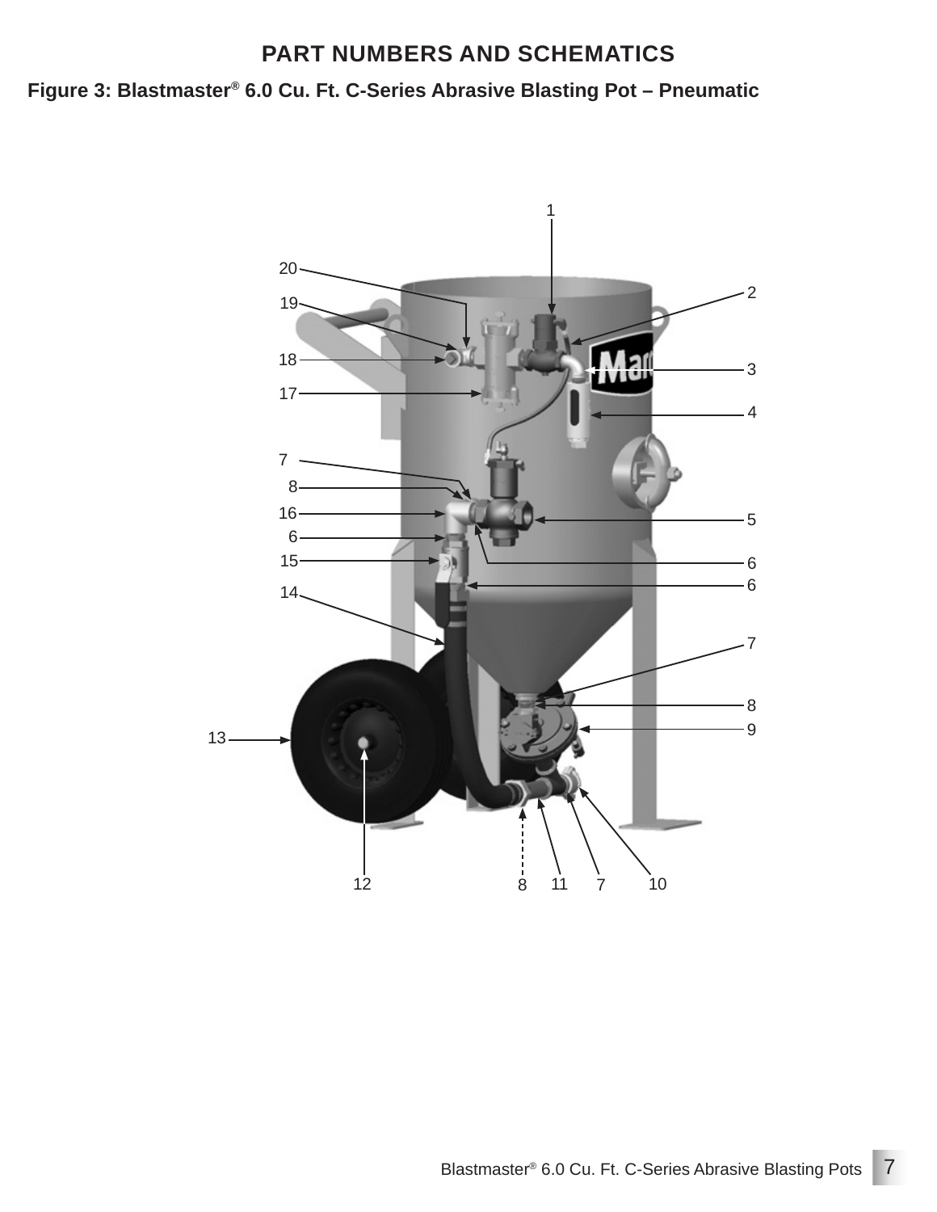## PART NUMBERS AND SCHEMATICS

**Figure 3: Blastmaster® 6.0 Cu. Ft. C-Series Abrasive Blasting Pot – Pneumatic**

1

20

2

19

18

3

17

4

7

8

16

5

6

15

6

6

14

7

8

9

13

12

8

11

7

10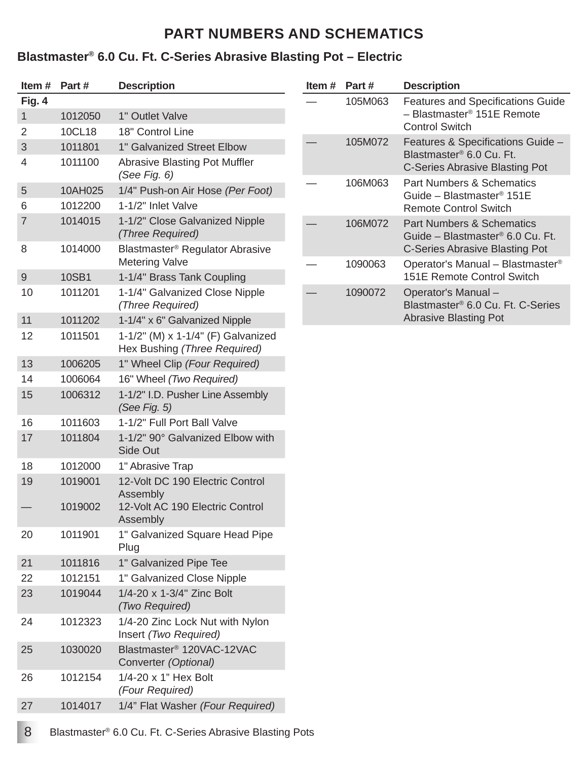# PART NUMBERS AND SCHEMATICS

## Blastmaster® 6.0 Cu. Ft. C-Series Abrasive Blasting Pot – Electric

| Item # | Part # | Description |
|---|---|---|
| **Fig. 4** | | |
| 1 | 1012050 | 1" Outlet Valve |
| 2 | 10CL18 | 18" Control Line |
| 3 | 1011801 | 1" Galvanized Street Elbow |
| 4 | 1011100 | Abrasive Blasting Pot Muffler *(See Fig. 6)* |
| 5 | 10AH025 | 1/4" Push-on Air Hose *(Per Foot)* |
| 6 | 1012200 | 1-1/2" Inlet Valve |
| 7 | 1014015 | 1-1/2" Close Galvanized Nipple *(Three Required)* |
| 8 | 1014000 | Blastmaster® Regulator Abrasive Metering Valve |
| 9 | 10SB1 | 1-1/4" Brass Tank Coupling |
| 10 | 1011201 | 1-1/4" Galvanized Close Nipple *(Three Required)* |
| 11 | 1011202 | 1-1/4" x 6" Galvanized Nipple |
| 12 | 1011501 | 1-1/2" (M) x 1-1/4" (F) Galvanized Hex Bushing *(Three Required)* |
| 13 | 1006205 | 1" Wheel Clip *(Four Required)* |
| 14 | 1006064 | 16" Wheel *(Two Required)* |
| 15 | 1006312 | 1-1/2" I.D. Pusher Line Assembly *(See Fig. 5)* |
| 16 | 1011603 | 1-1/2" Full Port Ball Valve |
| 17 | 1011804 | 1-1/2" 90° Galvanized Elbow with Side Out |
| 18 | 1012000 | 1" Abrasive Trap |
| 19 | 1019001 | 12-Volt DC 190 Electric Control Assembly |
| — | 1019002 | 12-Volt AC 190 Electric Control Assembly |
| 20 | 1011901 | 1" Galvanized Square Head Pipe Plug |
| 21 | 1011816 | 1" Galvanized Pipe Tee |
| 22 | 1012151 | 1" Galvanized Close Nipple |
| 23 | 1019044 | 1/4-20 x 1-3/4" Zinc Bolt *(Two Required)* |
| 24 | 1012323 | 1/4-20 Zinc Lock Nut with Nylon Insert *(Two Required)* |
| 25 | 1030020 | Blastmaster® 120VAC-12VAC Converter *(Optional)* |
| 26 | 1012154 | 1/4-20 x 1” Hex Bolt *(Four Required)* |
| 27 | 1014017 | 1/4” Flat Washer *(Four Required)* |

| Item # | Part # | Description |
|---|---|---|
| — | 105M063 | Features and Specifications Guide – Blastmaster® 151E Remote Control Switch |
| — | 105M072 | Features & Specifications Guide – Blastmaster® 6.0 Cu. Ft. C-Series Abrasive Blasting Pot |
| — | 106M063 | Part Numbers & Schematics Guide – Blastmaster® 151E Remote Control Switch |
| — | 106M072 | Part Numbers & Schematics Guide – Blastmaster® 6.0 Cu. Ft. C-Series Abrasive Blasting Pot |
| — | 1090063 | Operator's Manual – Blastmaster® 151E Remote Control Switch |
| — | 1090072 | Operator's Manual – Blastmaster® 6.0 Cu. Ft. C-Series Abrasive Blasting Pot |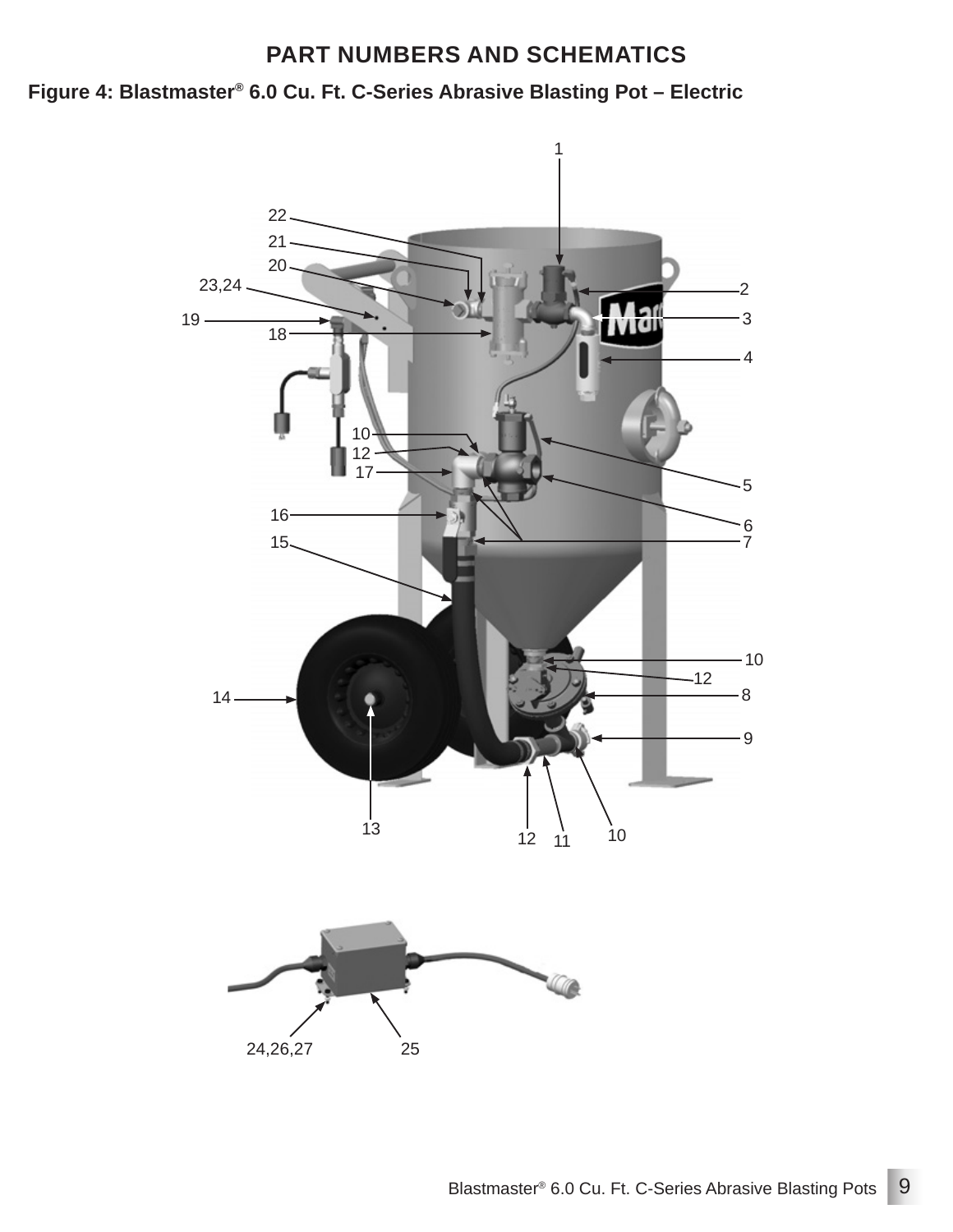## PART NUMBERS AND SCHEMATICS

**Figure 4: Blastmaster® 6.0 Cu. Ft. C-Series Abrasive Blasting Pot – Electric**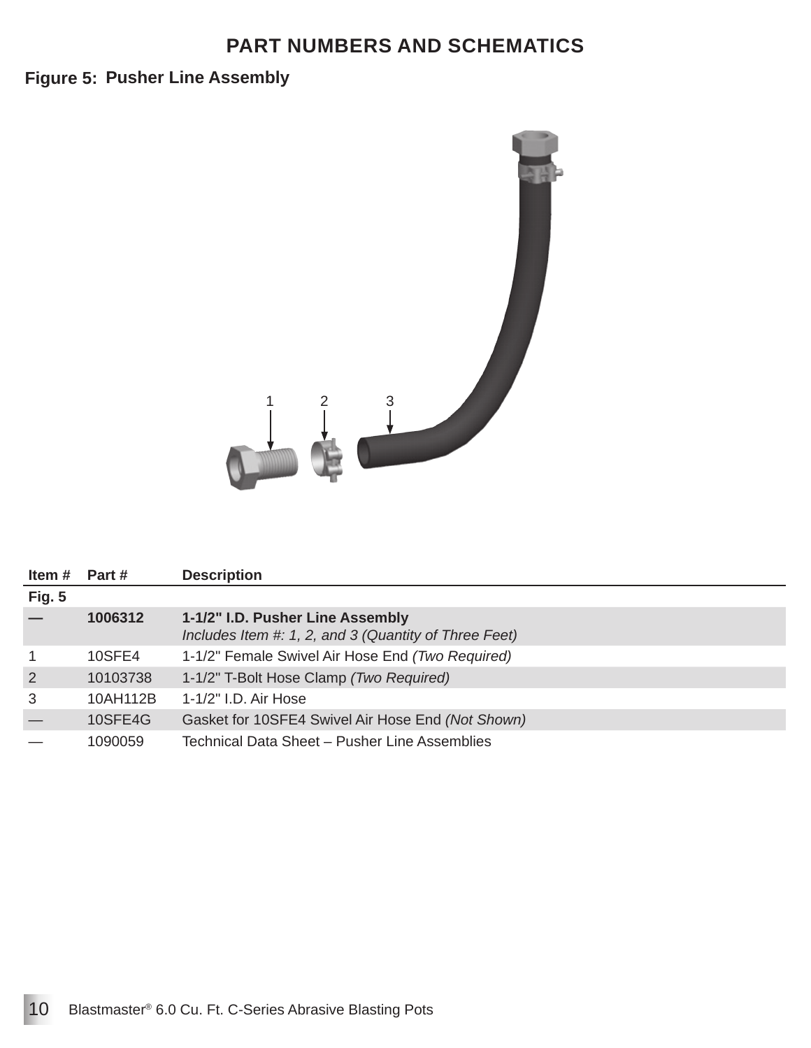## PART NUMBERS AND SCHEMATICS

### Figure 5: Pusher Line Assembly

1 2 3

| Item # | Part # | Description |
|---|---|---|
| **Fig. 5** | | |
| **—** | **1006312** | **1-1/2" I.D. Pusher Line Assembly** *Includes Item #: 1, 2, and 3 (Quantity of Three Feet)* |
| 1 | 10SFE4 | 1-1/2" Female Swivel Air Hose End *(Two Required)* |
| 2 | 10103738 | 1-1/2" T-Bolt Hose Clamp *(Two Required)* |
| 3 | 10AH112B | 1-1/2" I.D. Air Hose |
| — | 10SFE4G | Gasket for 10SFE4 Swivel Air Hose End *(Not Shown)* |
| — | 1090059 | Technical Data Sheet – Pusher Line Assemblies |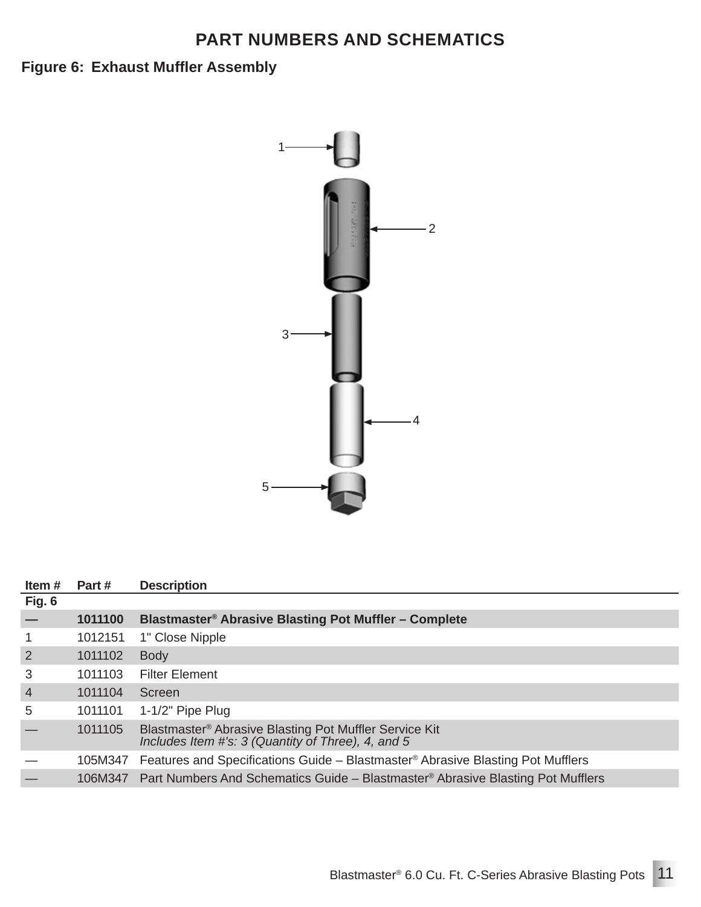## PART NUMBERS AND SCHEMATICS

### Figure 6: Exhaust Muffler Assembly

| Item # | Part # | Description |
|---|---|---|
| **Fig. 6** | | |
| **—** | **1011100** | **Blastmaster® Abrasive Blasting Pot Muffler – Complete** |
| 1 | 1012151 | 1" Close Nipple |
| 2 | 1011102 | Body |
| 3 | 1011103 | Filter Element |
| 4 | 1011104 | Screen |
| 5 | 1011101 | 1-1/2" Pipe Plug |
| — | 1011105 | Blastmaster® Abrasive Blasting Pot Muffler Service Kit *Includes Item #'s: 3 (Quantity of Three), 4, and 5* |
| — | 105M347 | Features and Specifications Guide – Blastmaster® Abrasive Blasting Pot Mufflers |
| — | 106M347 | Part Numbers And Schematics Guide – Blastmaster® Abrasive Blasting Pot Mufflers |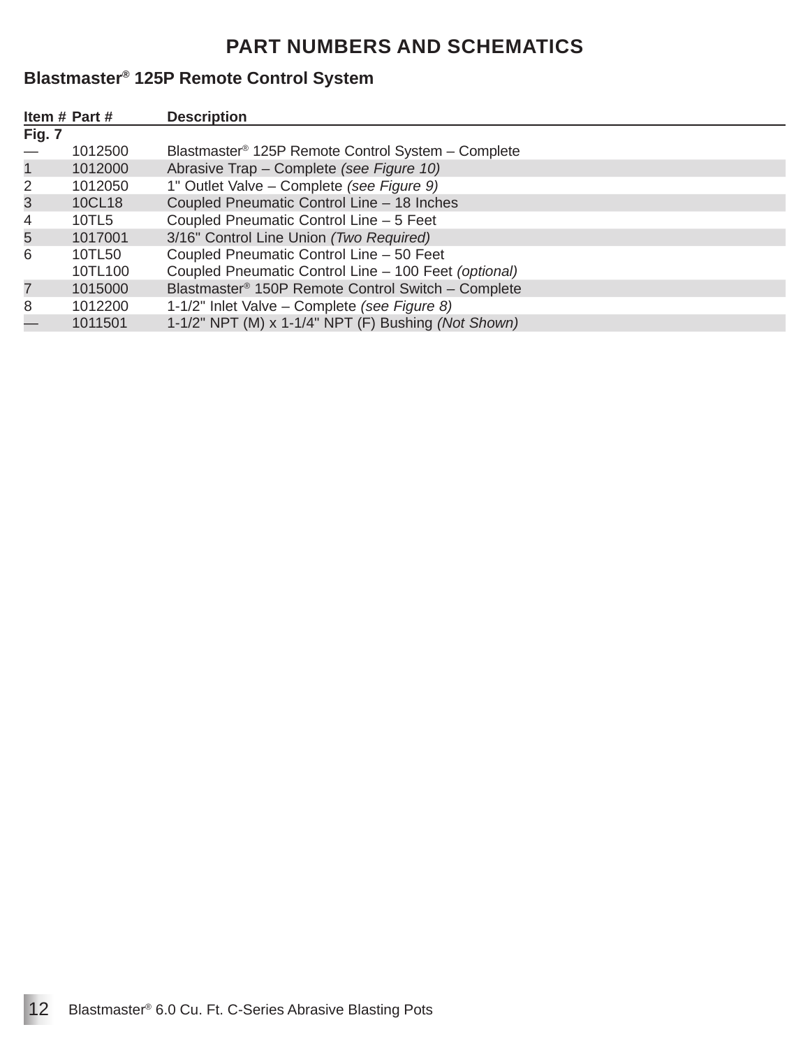# PART NUMBERS AND SCHEMATICS

## Blastmaster® 125P Remote Control System

| Item # Fig. 7 | Part # | Description |
|---|---|---|
| — | 1012500 | Blastmaster® 125P Remote Control System – Complete |
| 1 | 1012000 | Abrasive Trap – Complete *(see Figure 10)* |
| 2 | 1012050 | 1" Outlet Valve – Complete *(see Figure 9)* |
| 3 | 10CL18 | Coupled Pneumatic Control Line – 18 Inches |
| 4 | 10TL5 | Coupled Pneumatic Control Line – 5 Feet |
| 5 | 1017001 | 3/16" Control Line Union *(Two Required)* |
| 6 | 10TL50 | Coupled Pneumatic Control Line – 50 Feet |
| | 10TL100 | Coupled Pneumatic Control Line – 100 Feet *(optional)* |
| 7 | 1015000 | Blastmaster® 150P Remote Control Switch – Complete |
| 8 | 1012200 | 1-1/2" Inlet Valve – Complete *(see Figure 8)* |
| — | 1011501 | 1-1/2" NPT (M) x 1-1/4" NPT (F) Bushing *(Not Shown)* |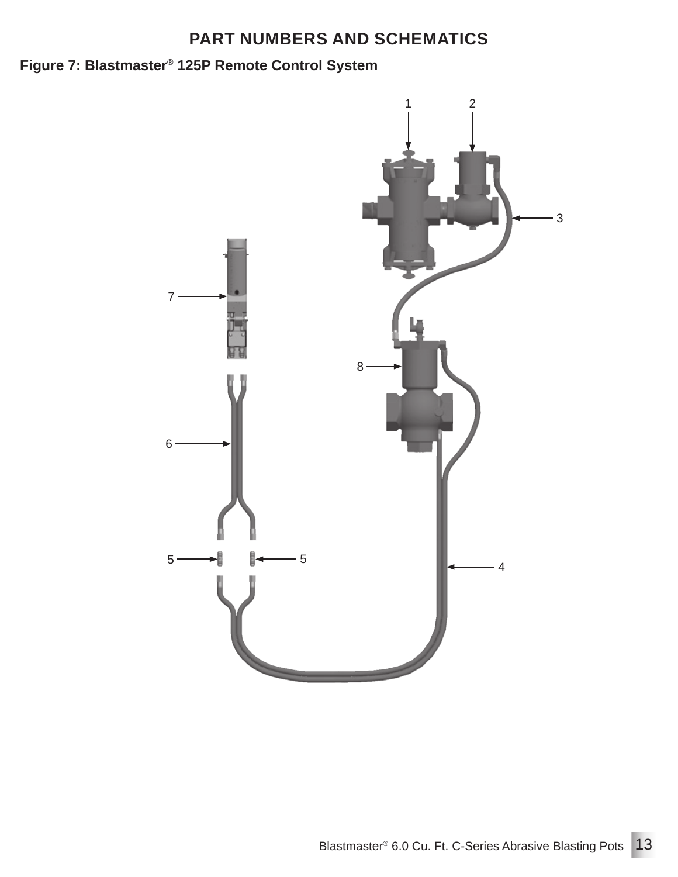## PART NUMBERS AND SCHEMATICS

**Figure 7: Blastmaster® 125P Remote Control System**

1

2

3

7

8

6

5

5

4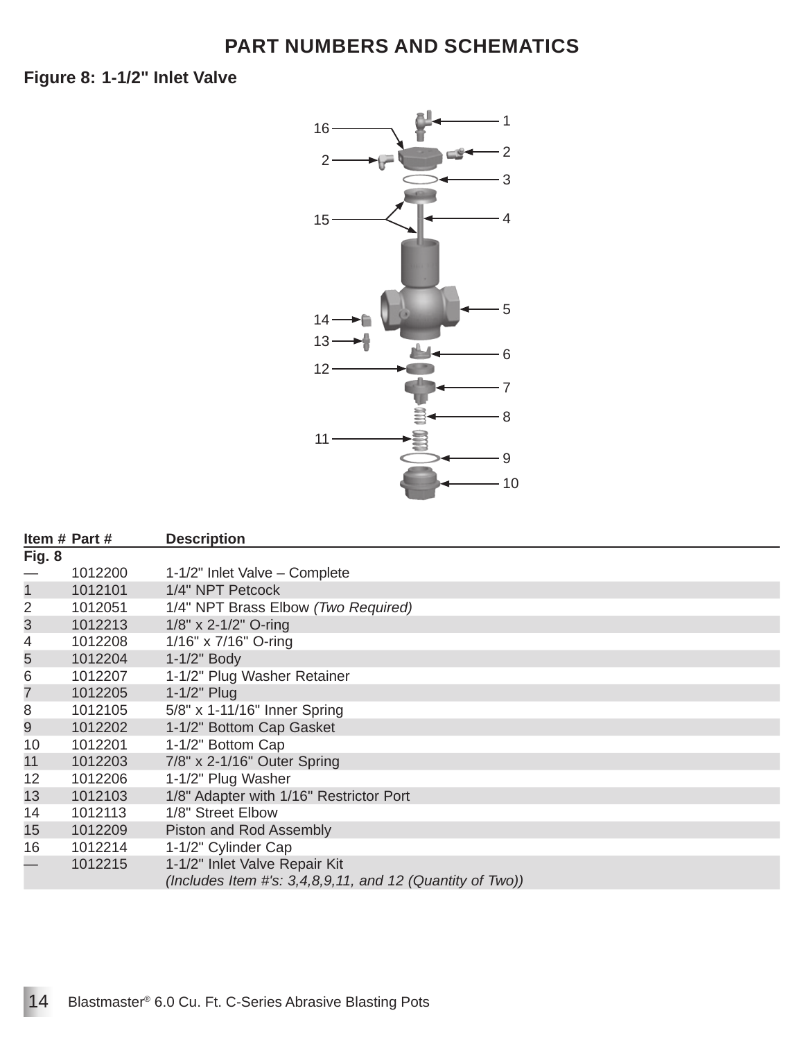# PART NUMBERS AND SCHEMATICS

### Figure 8: 1-1/2" Inlet Valve

| Item # | Part # | Description |
|---|---|---|
| **Fig. 8** | | |
| — | 1012200 | 1-1/2" Inlet Valve – Complete |
| 1 | 1012101 | 1/4" NPT Petcock |
| 2 | 1012051 | 1/4" NPT Brass Elbow *(Two Required)* |
| 3 | 1012213 | 1/8" x 2-1/2" O-ring |
| 4 | 1012208 | 1/16" x 7/16" O-ring |
| 5 | 1012204 | 1-1/2" Body |
| 6 | 1012207 | 1-1/2" Plug Washer Retainer |
| 7 | 1012205 | 1-1/2" Plug |
| 8 | 1012105 | 5/8" x 1-11/16" Inner Spring |
| 9 | 1012202 | 1-1/2" Bottom Cap Gasket |
| 10 | 1012201 | 1-1/2" Bottom Cap |
| 11 | 1012203 | 7/8" x 2-1/16" Outer Spring |
| 12 | 1012206 | 1-1/2" Plug Washer |
| 13 | 1012103 | 1/8" Adapter with 1/16" Restrictor Port |
| 14 | 1012113 | 1/8" Street Elbow |
| 15 | 1012209 | Piston and Rod Assembly |
| 16 | 1012214 | 1-1/2" Cylinder Cap |
| — | 1012215 | 1-1/2" Inlet Valve Repair Kit *(Includes Item #'s: 3,4,8,9,11, and 12 (Quantity of Two))* |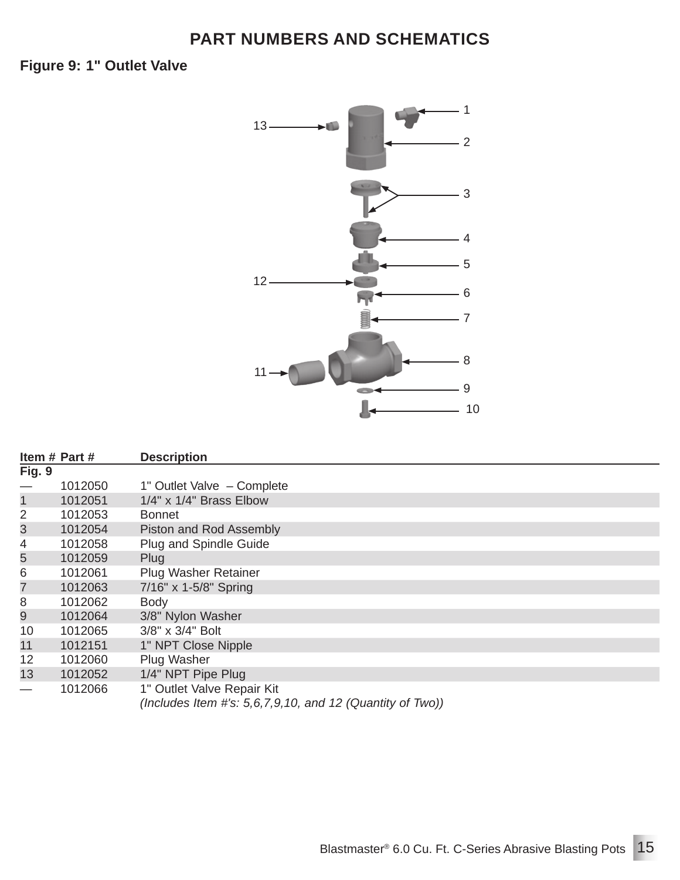# PART NUMBERS AND SCHEMATICS

## Figure 9: 1" Outlet Valve

| Item # Fig. 9 | Part # | Description |
|---|---|---|
| — | 1012050 | 1" Outlet Valve – Complete |
| 1 | 1012051 | 1/4" x 1/4" Brass Elbow |
| 2 | 1012053 | Bonnet |
| 3 | 1012054 | Piston and Rod Assembly |
| 4 | 1012058 | Plug and Spindle Guide |
| 5 | 1012059 | Plug |
| 6 | 1012061 | Plug Washer Retainer |
| 7 | 1012063 | 7/16" x 1-5/8" Spring |
| 8 | 1012062 | Body |
| 9 | 1012064 | 3/8" Nylon Washer |
| 10 | 1012065 | 3/8" x 3/4" Bolt |
| 11 | 1012151 | 1" NPT Close Nipple |
| 12 | 1012060 | Plug Washer |
| 13 | 1012052 | 1/4" NPT Pipe Plug |
| — | 1012066 | 1" Outlet Valve Repair Kit *(Includes Item #'s: 5,6,7,9,10, and 12 (Quantity of Two))* |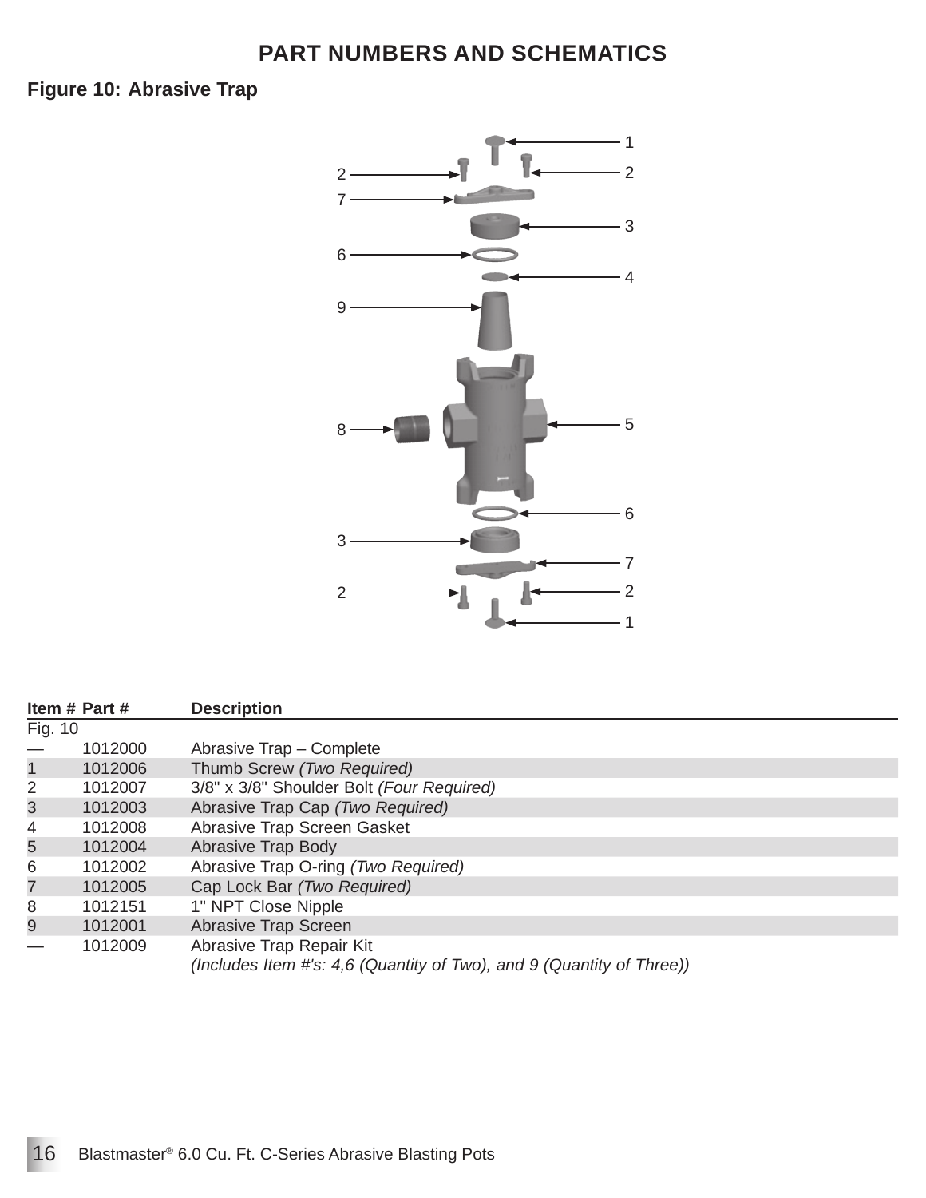# PART NUMBERS AND SCHEMATICS

## Figure 10: Abrasive Trap

| Item # Fig. 10 | Part # | Description |
|---|---|---|
| — | 1012000 | Abrasive Trap – Complete |
| 1 | 1012006 | Thumb Screw *(Two Required)* |
| 2 | 1012007 | 3/8" x 3/8" Shoulder Bolt *(Four Required)* |
| 3 | 1012003 | Abrasive Trap Cap *(Two Required)* |
| 4 | 1012008 | Abrasive Trap Screen Gasket |
| 5 | 1012004 | Abrasive Trap Body |
| 6 | 1012002 | Abrasive Trap O-ring *(Two Required)* |
| 7 | 1012005 | Cap Lock Bar *(Two Required)* |
| 8 | 1012151 | 1" NPT Close Nipple |
| 9 | 1012001 | Abrasive Trap Screen |
| — | 1012009 | Abrasive Trap Repair Kit *(Includes Item #'s: 4,6 (Quantity of Two), and 9 (Quantity of Three))* |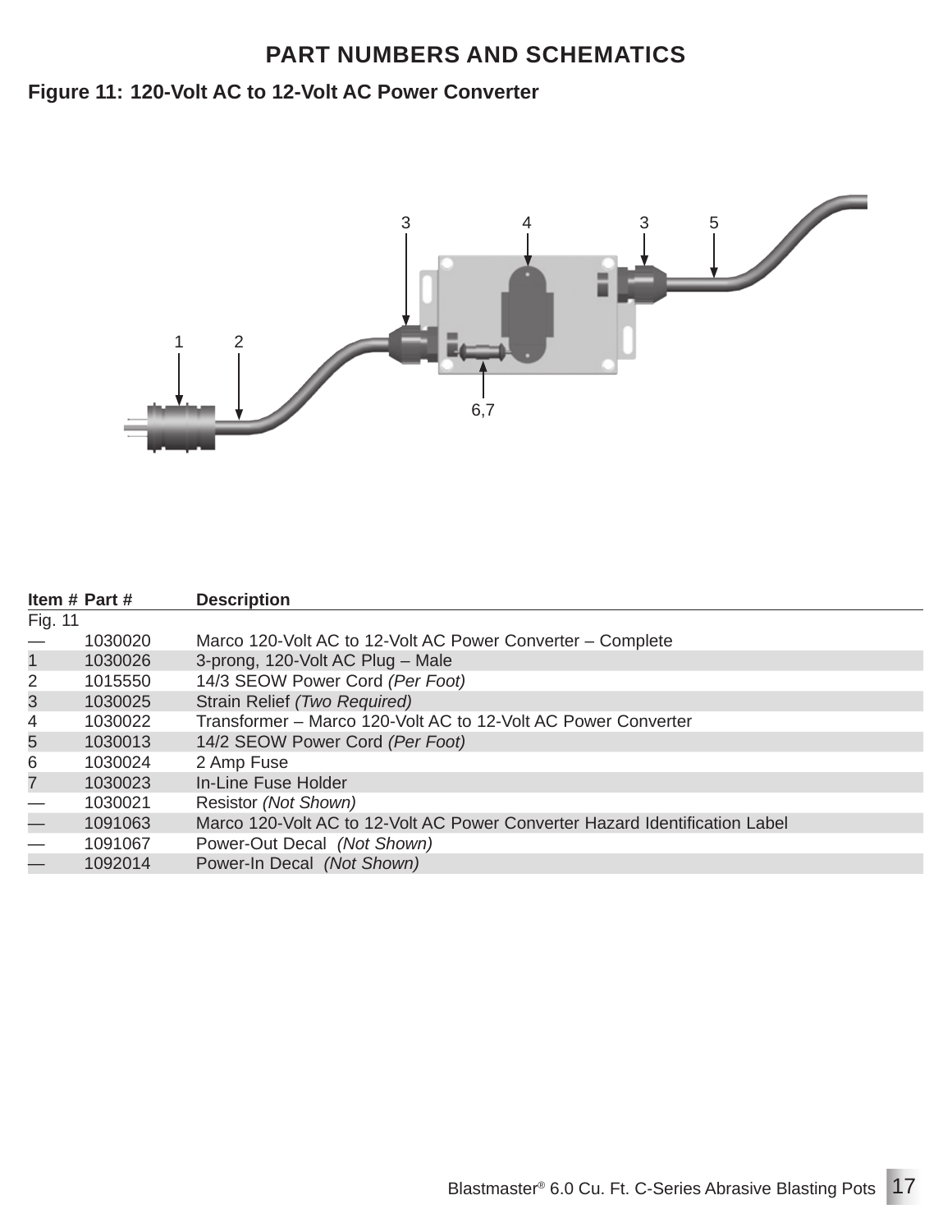## PART NUMBERS AND SCHEMATICS

### Figure 11: 120-Volt AC to 12-Volt AC Power Converter

| Item # | Part # | Description |
|---|---|---|
| Fig. 11 | | |
| — | 1030020 | Marco 120-Volt AC to 12-Volt AC Power Converter – Complete |
| 1 | 1030026 | 3-prong, 120-Volt AC Plug – Male |
| 2 | 1015550 | 14/3 SEOW Power Cord *(Per Foot)* |
| 3 | 1030025 | Strain Relief *(Two Required)* |
| 4 | 1030022 | Transformer – Marco 120-Volt AC to 12-Volt AC Power Converter |
| 5 | 1030013 | 14/2 SEOW Power Cord *(Per Foot)* |
| 6 | 1030024 | 2 Amp Fuse |
| 7 | 1030023 | In-Line Fuse Holder |
| — | 1030021 | Resistor *(Not Shown)* |
| — | 1091063 | Marco 120-Volt AC to 12-Volt AC Power Converter Hazard Identification Label |
| — | 1091067 | Power-Out Decal *(Not Shown)* |
| — | 1092014 | Power-In Decal *(Not Shown)* |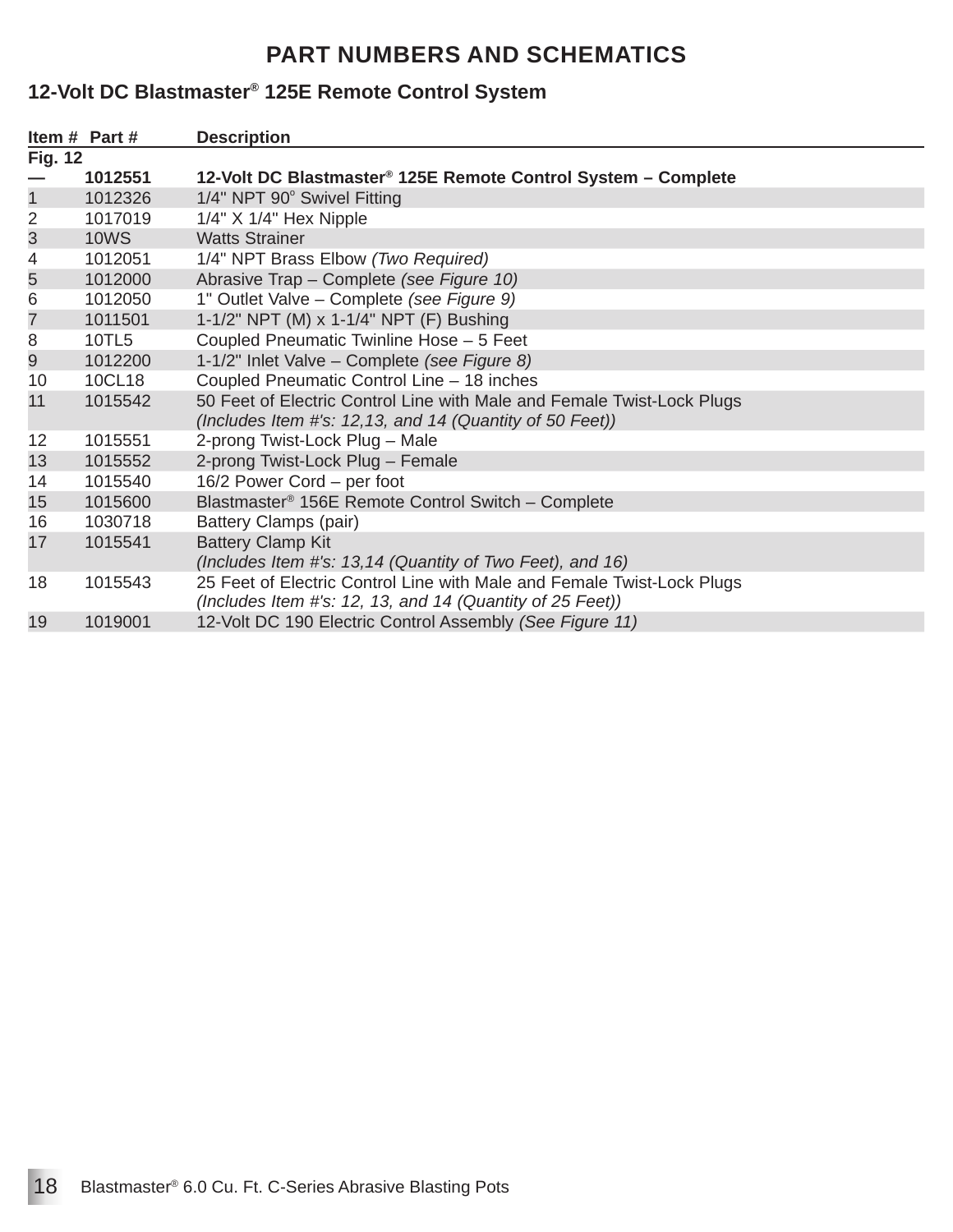# PART NUMBERS AND SCHEMATICS

## 12-Volt DC Blastmaster® 125E Remote Control System

| Item # | Part # | Description |
|---|---|---|
| **Fig. 12** | | |
| **—** | **1012551** | **12-Volt DC Blastmaster® 125E Remote Control System – Complete** |
| 1 | 1012326 | 1/4" NPT 90° Swivel Fitting |
| 2 | 1017019 | 1/4" X 1/4" Hex Nipple |
| 3 | 10WS | Watts Strainer |
| 4 | 1012051 | 1/4" NPT Brass Elbow *(Two Required)* |
| 5 | 1012000 | Abrasive Trap – Complete *(see Figure 10)* |
| 6 | 1012050 | 1" Outlet Valve – Complete *(see Figure 9)* |
| 7 | 1011501 | 1-1/2" NPT (M) x 1-1/4" NPT (F) Bushing |
| 8 | 10TL5 | Coupled Pneumatic Twinline Hose – 5 Feet |
| 9 | 1012200 | 1-1/2" Inlet Valve – Complete *(see Figure 8)* |
| 10 | 10CL18 | Coupled Pneumatic Control Line – 18 inches |
| 11 | 1015542 | 50 Feet of Electric Control Line with Male and Female Twist-Lock Plugs *(Includes Item #'s: 12,13, and 14 (Quantity of 50 Feet))* |
| 12 | 1015551 | 2-prong Twist-Lock Plug – Male |
| 13 | 1015552 | 2-prong Twist-Lock Plug – Female |
| 14 | 1015540 | 16/2 Power Cord – per foot |
| 15 | 1015600 | Blastmaster® 156E Remote Control Switch – Complete |
| 16 | 1030718 | Battery Clamps (pair) |
| 17 | 1015541 | Battery Clamp Kit *(Includes Item #'s: 13,14 (Quantity of Two Feet), and 16)* |
| 18 | 1015543 | 25 Feet of Electric Control Line with Male and Female Twist-Lock Plugs *(Includes Item #'s: 12, 13, and 14 (Quantity of 25 Feet))* |
| 19 | 1019001 | 12-Volt DC 190 Electric Control Assembly *(See Figure 11)* |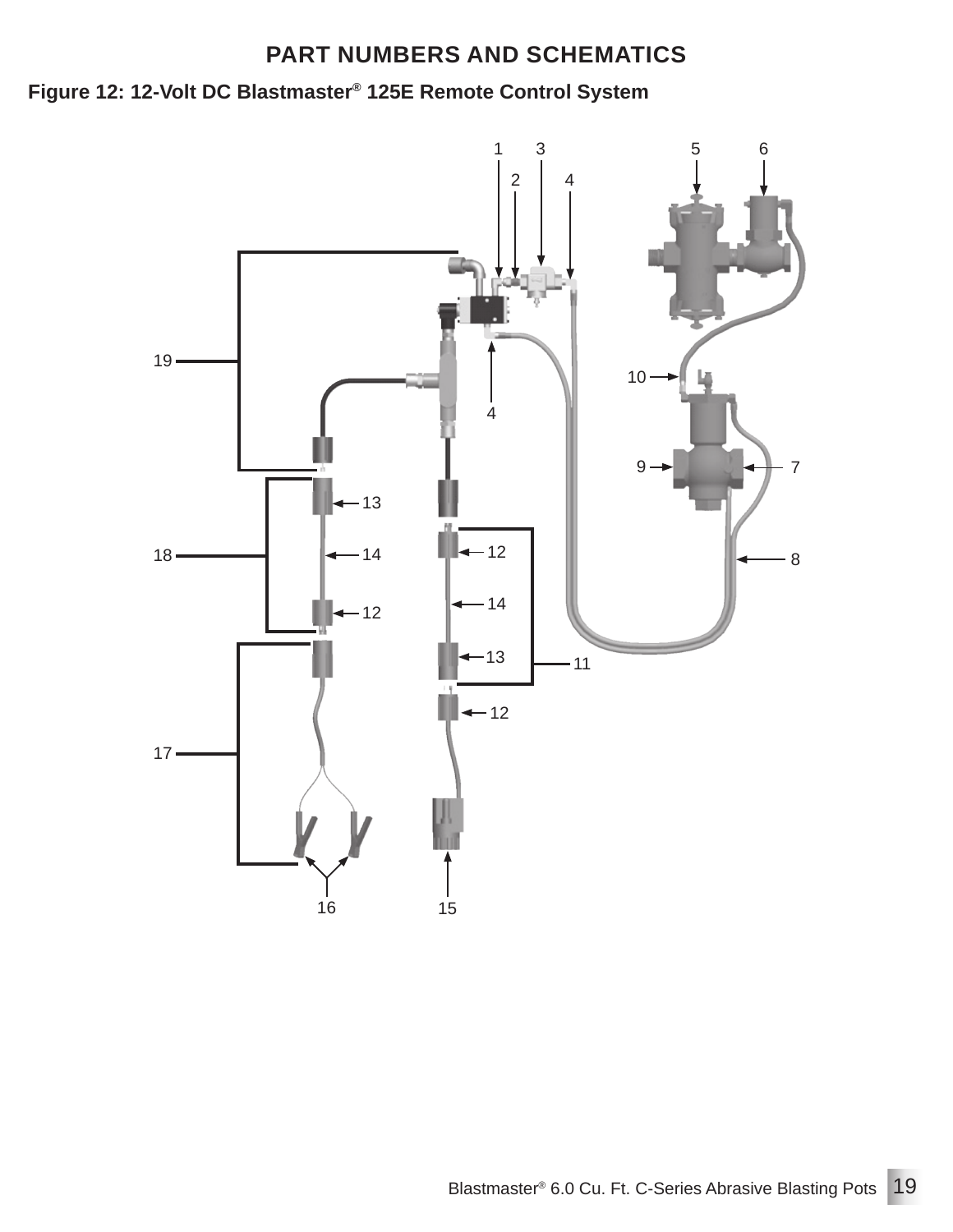# PART NUMBERS AND SCHEMATICS

**Figure 12: 12-Volt DC Blastmaster® 125E Remote Control System**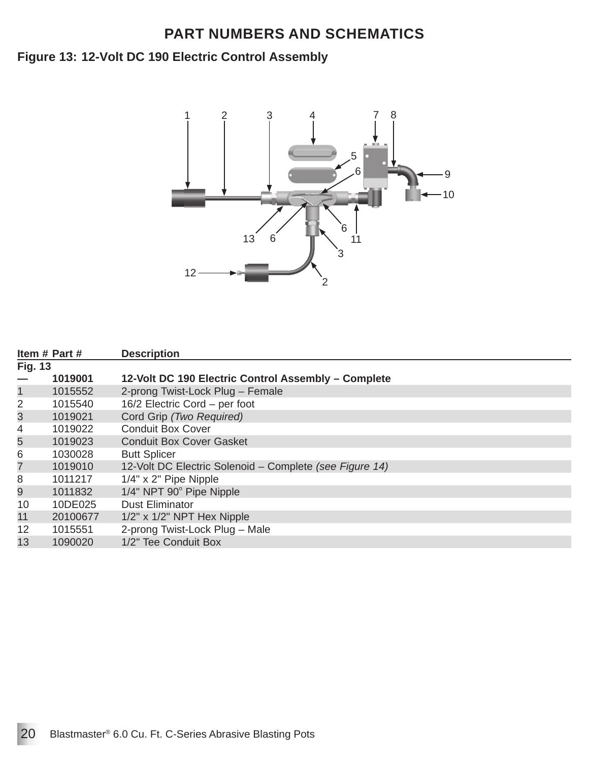## PART NUMBERS AND SCHEMATICS

### Figure 13: 12-Volt DC 190 Electric Control Assembly

| Item # | Part # | Description |
|---|---|---|
| **Fig. 13** | | |
| **—** | **1019001** | **12-Volt DC 190 Electric Control Assembly – Complete** |
| 1 | 1015552 | 2-prong Twist-Lock Plug – Female |
| 2 | 1015540 | 16/2 Electric Cord – per foot |
| 3 | 1019021 | Cord Grip *(Two Required)* |
| 4 | 1019022 | Conduit Box Cover |
| 5 | 1019023 | Conduit Box Cover Gasket |
| 6 | 1030028 | Butt Splicer |
| 7 | 1019010 | 12-Volt DC Electric Solenoid – Complete *(see Figure 14)* |
| 8 | 1011217 | 1/4" x 2" Pipe Nipple |
| 9 | 1011832 | 1/4" NPT 90° Pipe Nipple |
| 10 | 10DE025 | Dust Eliminator |
| 11 | 20100677 | 1/2" x 1/2" NPT Hex Nipple |
| 12 | 1015551 | 2-prong Twist-Lock Plug – Male |
| 13 | 1090020 | 1/2" Tee Conduit Box |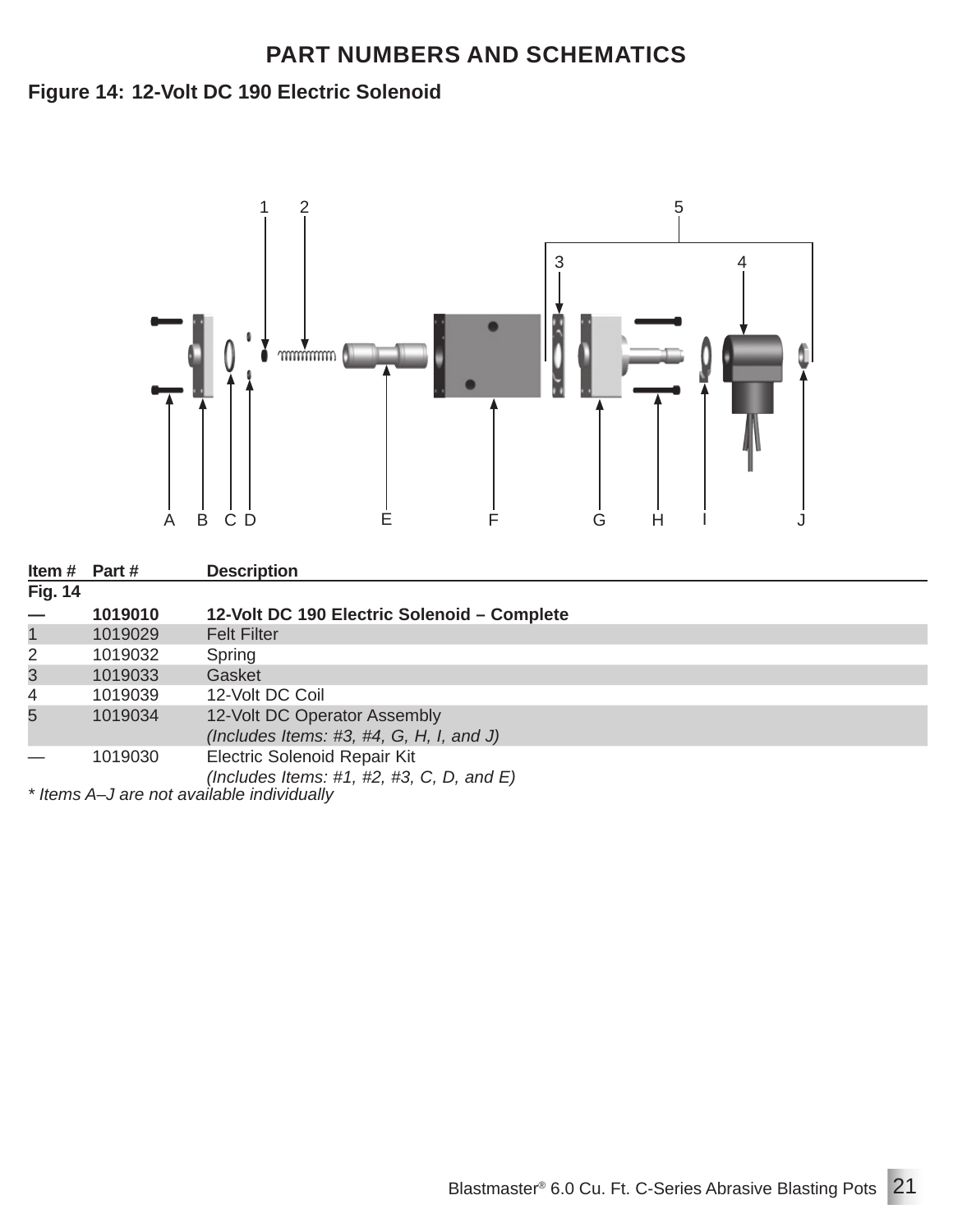## PART NUMBERS AND SCHEMATICS

### Figure 14: 12-Volt DC 190 Electric Solenoid

| Item # Fig. 14 | Part # | Description |
|---|---|---|
| **—** | **1019010** | **12-Volt DC 190 Electric Solenoid – Complete** |
| 1 | 1019029 | Felt Filter |
| 2 | 1019032 | Spring |
| 3 | 1019033 | Gasket |
| 4 | 1019039 | 12-Volt DC Coil |
| 5 | 1019034 | 12-Volt DC Operator Assembly *(Includes Items: #3, #4, G, H, I, and J)* |
| — | 1019030 | Electric Solenoid Repair Kit *(Includes Items: #1, #2, #3, C, D, and E)* |

*\* Items A–J are not available individually*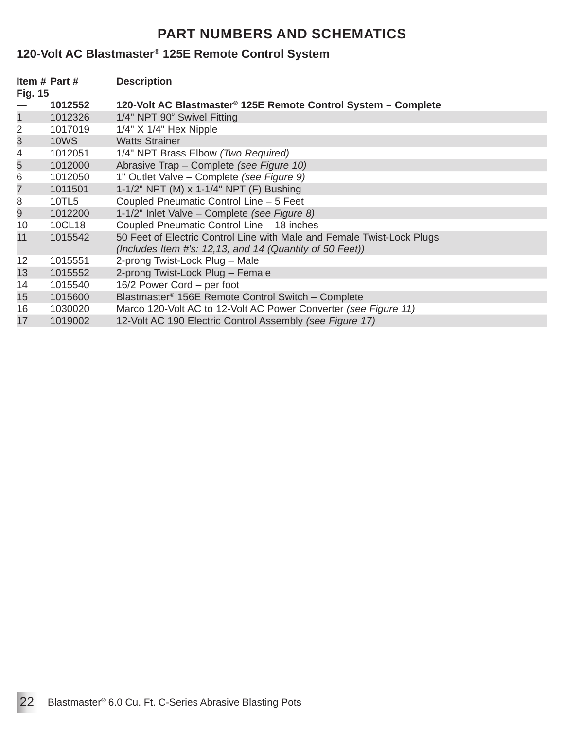# PART NUMBERS AND SCHEMATICS

## 120-Volt AC Blastmaster® 125E Remote Control System

| Item # | Part # | Description |
|---|---|---|
| **Fig. 15** | | |
| **—** | **1012552** | **120-Volt AC Blastmaster® 125E Remote Control System – Complete** |
| 1 | 1012326 | 1/4" NPT 90° Swivel Fitting |
| 2 | 1017019 | 1/4" X 1/4" Hex Nipple |
| 3 | 10WS | Watts Strainer |
| 4 | 1012051 | 1/4" NPT Brass Elbow *(Two Required)* |
| 5 | 1012000 | Abrasive Trap – Complete *(see Figure 10)* |
| 6 | 1012050 | 1" Outlet Valve – Complete *(see Figure 9)* |
| 7 | 1011501 | 1-1/2" NPT (M) x 1-1/4" NPT (F) Bushing |
| 8 | 10TL5 | Coupled Pneumatic Control Line – 5 Feet |
| 9 | 1012200 | 1-1/2" Inlet Valve – Complete *(see Figure 8)* |
| 10 | 10CL18 | Coupled Pneumatic Control Line – 18 inches |
| 11 | 1015542 | 50 Feet of Electric Control Line with Male and Female Twist-Lock Plugs *(Includes Item #'s: 12,13, and 14 (Quantity of 50 Feet))* |
| 12 | 1015551 | 2-prong Twist-Lock Plug – Male |
| 13 | 1015552 | 2-prong Twist-Lock Plug – Female |
| 14 | 1015540 | 16/2 Power Cord – per foot |
| 15 | 1015600 | Blastmaster® 156E Remote Control Switch – Complete |
| 16 | 1030020 | Marco 120-Volt AC to 12-Volt AC Power Converter *(see Figure 11)* |
| 17 | 1019002 | 12-Volt AC 190 Electric Control Assembly *(see Figure 17)* |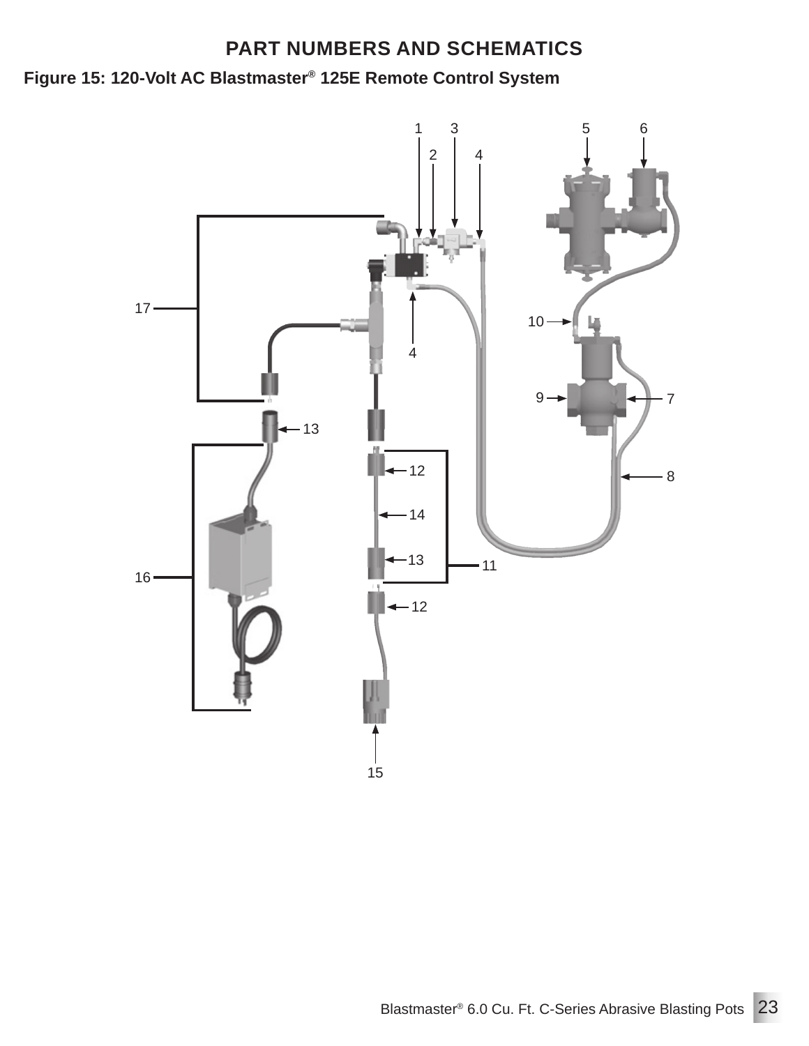## PART NUMBERS AND SCHEMATICS

**Figure 15: 120-Volt AC Blastmaster® 125E Remote Control System**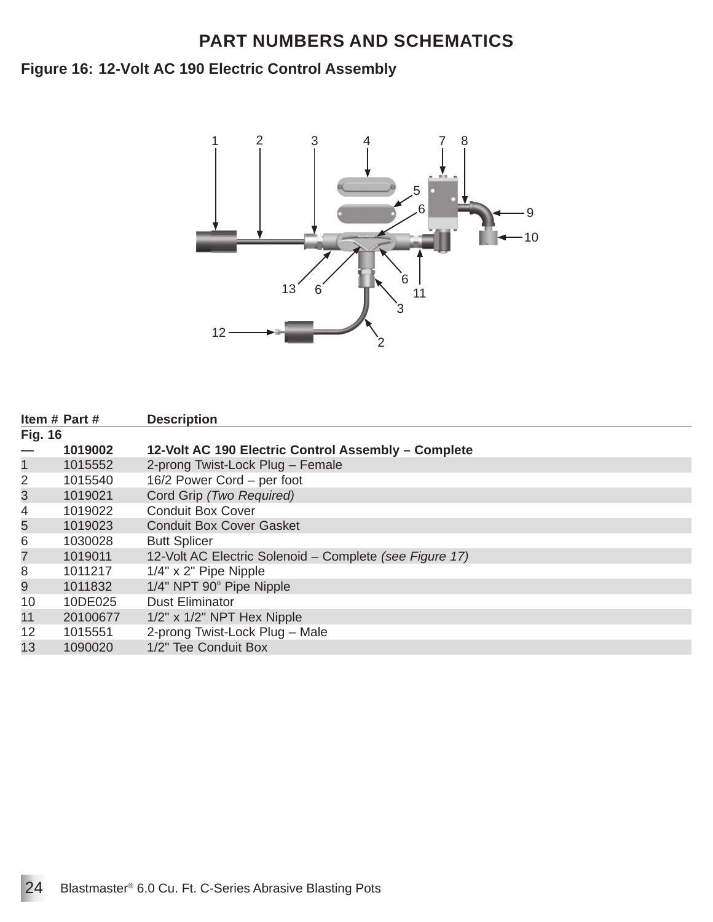# PART NUMBERS AND SCHEMATICS

## Figure 16: 12-Volt AC 190 Electric Control Assembly

| Item # Fig. 16 | Part # | Description |
|---|---|---|
| **—** | **1019002** | **12-Volt AC 190 Electric Control Assembly – Complete** |
| 1 | 1015552 | 2-prong Twist-Lock Plug – Female |
| 2 | 1015540 | 16/2 Power Cord – per foot |
| 3 | 1019021 | Cord Grip *(Two Required)* |
| 4 | 1019022 | Conduit Box Cover |
| 5 | 1019023 | Conduit Box Cover Gasket |
| 6 | 1030028 | Butt Splicer |
| 7 | 1019011 | 12-Volt AC Electric Solenoid – Complete *(see Figure 17)* |
| 8 | 1011217 | 1/4" x 2" Pipe Nipple |
| 9 | 1011832 | 1/4" NPT 90° Pipe Nipple |
| 10 | 10DE025 | Dust Eliminator |
| 11 | 20100677 | 1/2" x 1/2" NPT Hex Nipple |
| 12 | 1015551 | 2-prong Twist-Lock Plug – Male |
| 13 | 1090020 | 1/2" Tee Conduit Box |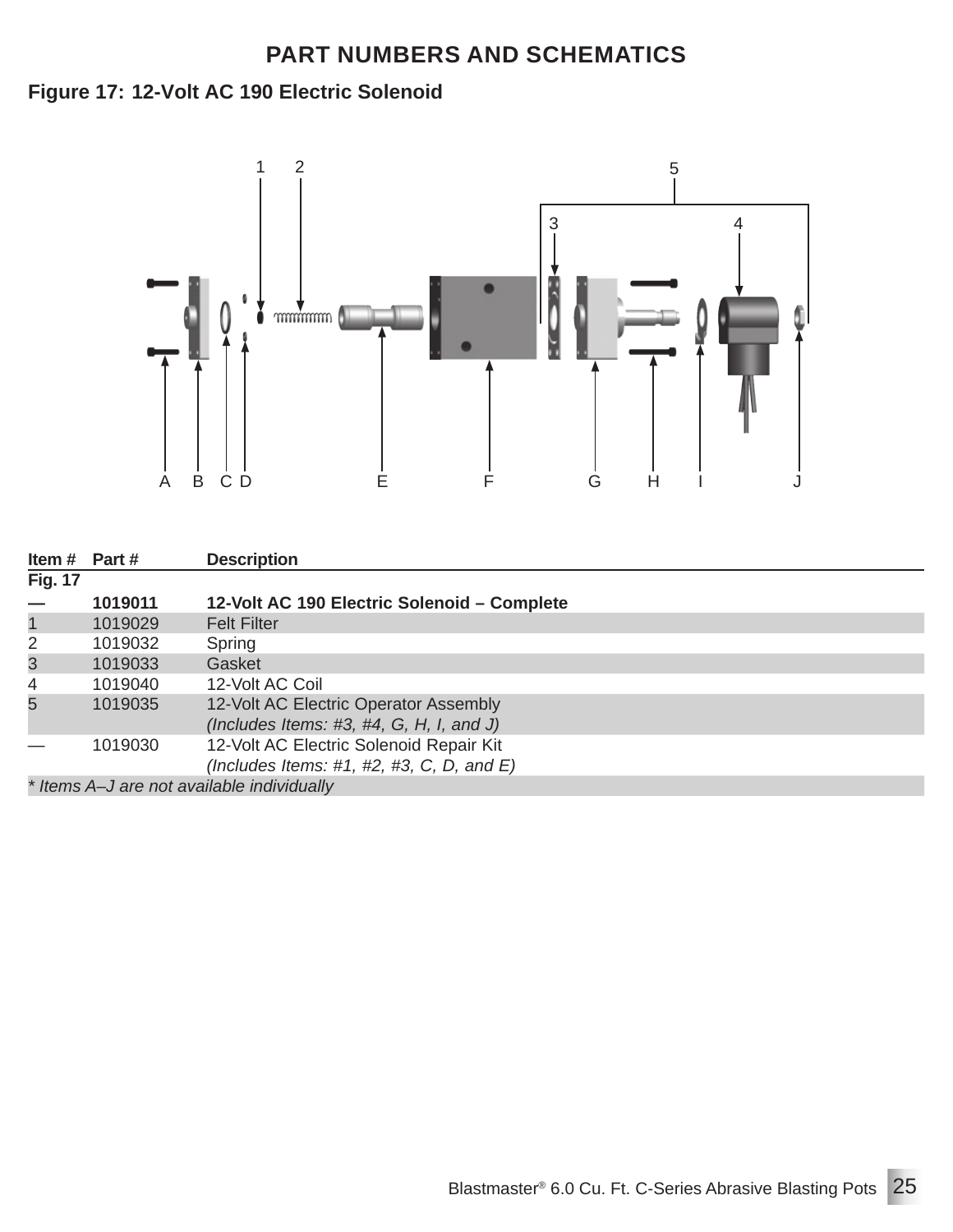# PART NUMBERS AND SCHEMATICS

## Figure 17: 12-Volt AC 190 Electric Solenoid

| Item # Fig. 17 | Part # | Description |
|---|---|---|
| **—** | **1019011** | **12-Volt AC 190 Electric Solenoid – Complete** |
| 1 | 1019029 | Felt Filter |
| 2 | 1019032 | Spring |
| 3 | 1019033 | Gasket |
| 4 | 1019040 | 12-Volt AC Coil |
| 5 | 1019035 | 12-Volt AC Electric Operator Assembly *(Includes Items: #3, #4, G, H, I, and J)* |
| — | 1019030 | 12-Volt AC Electric Solenoid Repair Kit *(Includes Items: #1, #2, #3, C, D, and E)* |

*\* Items A–J are not available individually*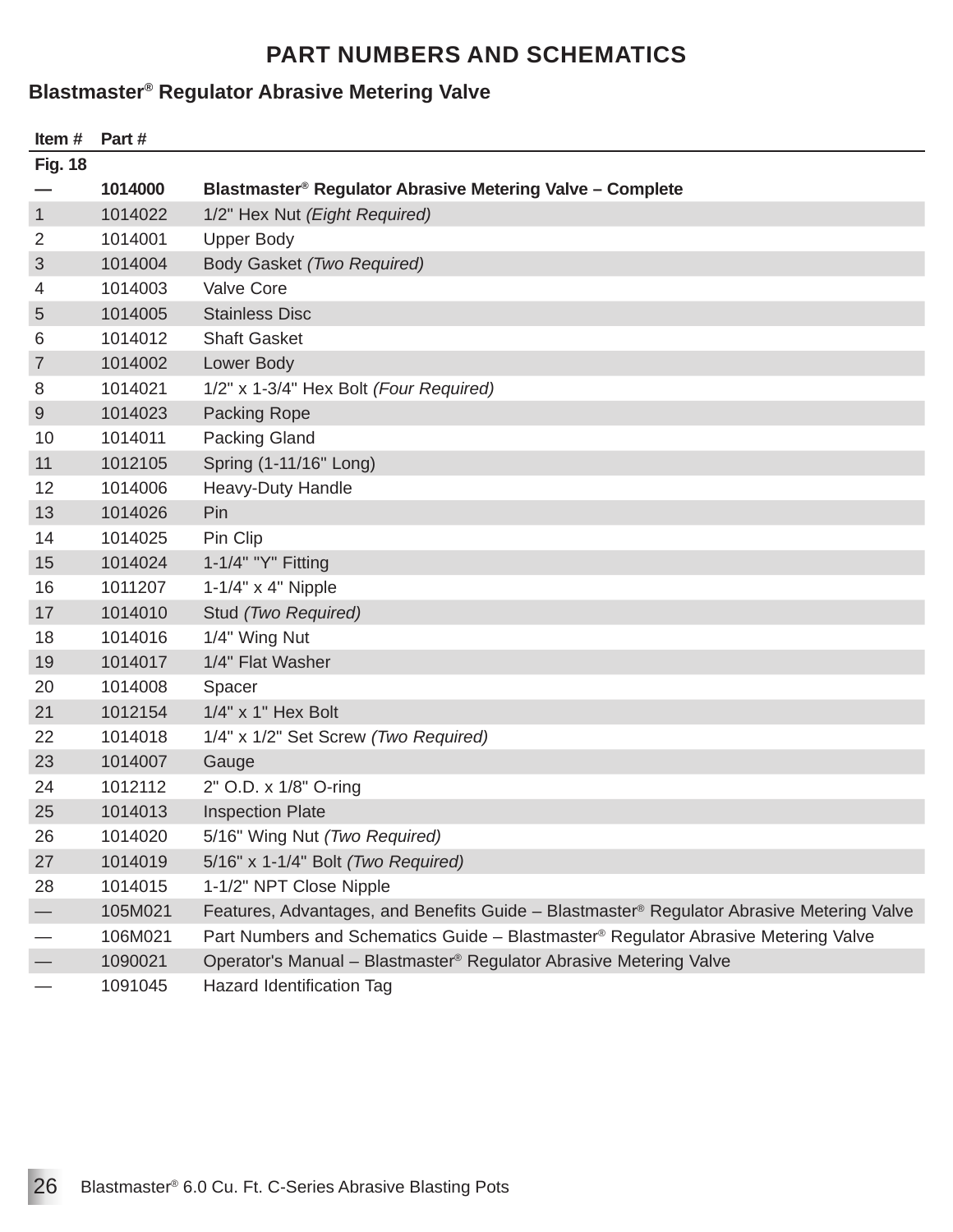# PART NUMBERS AND SCHEMATICS

## Blastmaster® Regulator Abrasive Metering Valve

| Item # | Part # | |
|---|---|---|
| **Fig. 18** | | |
| **—** | **1014000** | **Blastmaster® Regulator Abrasive Metering Valve – Complete** |
| 1 | 1014022 | 1/2" Hex Nut *(Eight Required)* |
| 2 | 1014001 | Upper Body |
| 3 | 1014004 | Body Gasket *(Two Required)* |
| 4 | 1014003 | Valve Core |
| 5 | 1014005 | Stainless Disc |
| 6 | 1014012 | Shaft Gasket |
| 7 | 1014002 | Lower Body |
| 8 | 1014021 | 1/2" x 1-3/4" Hex Bolt *(Four Required)* |
| 9 | 1014023 | Packing Rope |
| 10 | 1014011 | Packing Gland |
| 11 | 1012105 | Spring (1-11/16" Long) |
| 12 | 1014006 | Heavy-Duty Handle |
| 13 | 1014026 | Pin |
| 14 | 1014025 | Pin Clip |
| 15 | 1014024 | 1-1/4" "Y" Fitting |
| 16 | 1011207 | 1-1/4" x 4" Nipple |
| 17 | 1014010 | Stud *(Two Required)* |
| 18 | 1014016 | 1/4" Wing Nut |
| 19 | 1014017 | 1/4" Flat Washer |
| 20 | 1014008 | Spacer |
| 21 | 1012154 | 1/4" x 1" Hex Bolt |
| 22 | 1014018 | 1/4" x 1/2" Set Screw *(Two Required)* |
| 23 | 1014007 | Gauge |
| 24 | 1012112 | 2" O.D. x 1/8" O-ring |
| 25 | 1014013 | Inspection Plate |
| 26 | 1014020 | 5/16" Wing Nut *(Two Required)* |
| 27 | 1014019 | 5/16" x 1-1/4" Bolt *(Two Required)* |
| 28 | 1014015 | 1-1/2" NPT Close Nipple |
| — | 105M021 | Features, Advantages, and Benefits Guide – Blastmaster® Regulator Abrasive Metering Valve |
| — | 106M021 | Part Numbers and Schematics Guide – Blastmaster® Regulator Abrasive Metering Valve |
| — | 1090021 | Operator's Manual – Blastmaster® Regulator Abrasive Metering Valve |
| — | 1091045 | Hazard Identification Tag |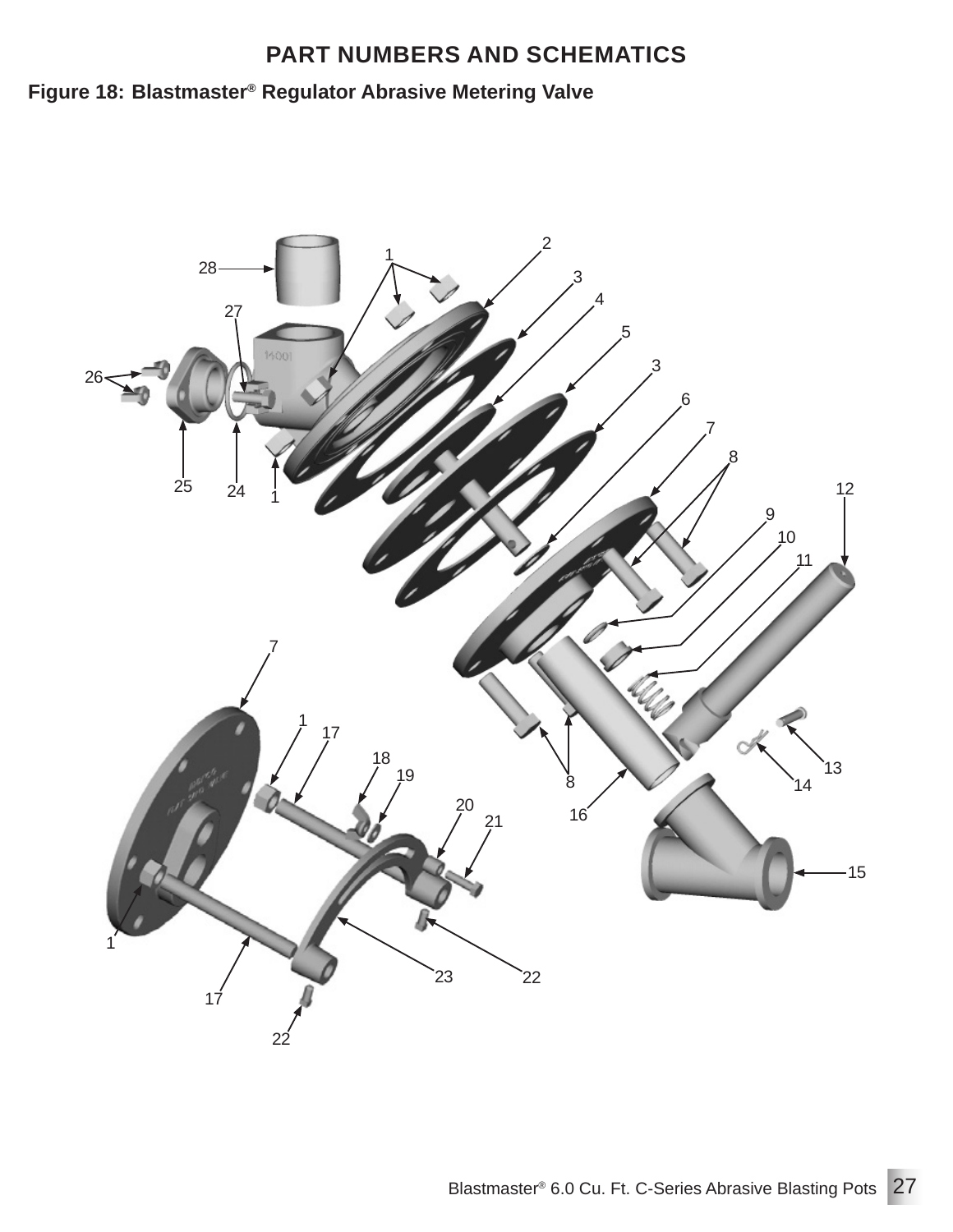## PART NUMBERS AND SCHEMATICS

**Figure 18: Blastmaster® Regulator Abrasive Metering Valve**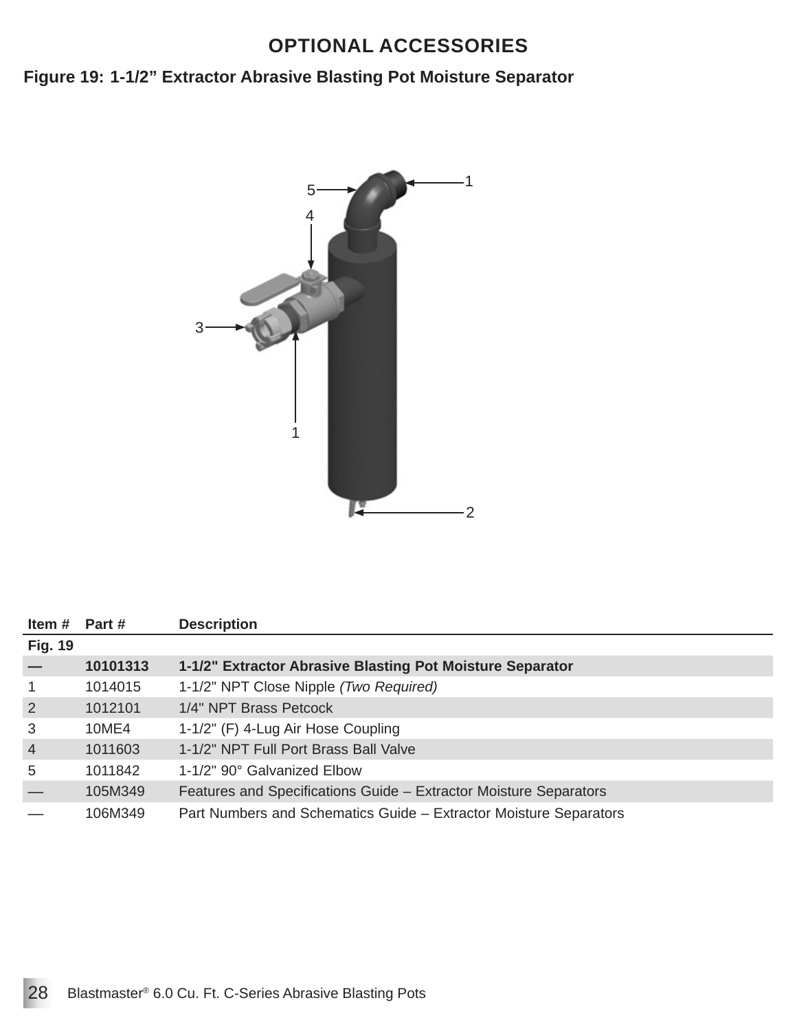# OPTIONAL ACCESSORIES

**Figure 19: 1-1/2" Extractor Abrasive Blasting Pot Moisture Separator**

| Item # | Part # | Description |
|---|---|---|
| **Fig. 19** | | |
| **—** | **10101313** | **1-1/2" Extractor Abrasive Blasting Pot Moisture Separator** |
| 1 | 1014015 | 1-1/2" NPT Close Nipple *(Two Required)* |
| 2 | 1012101 | 1/4" NPT Brass Petcock |
| 3 | 10ME4 | 1-1/2" (F) 4-Lug Air Hose Coupling |
| 4 | 1011603 | 1-1/2" NPT Full Port Brass Ball Valve |
| 5 | 1011842 | 1-1/2" 90° Galvanized Elbow |
| — | 105M349 | Features and Specifications Guide – Extractor Moisture Separators |
| — | 106M349 | Part Numbers and Schematics Guide – Extractor Moisture Separators |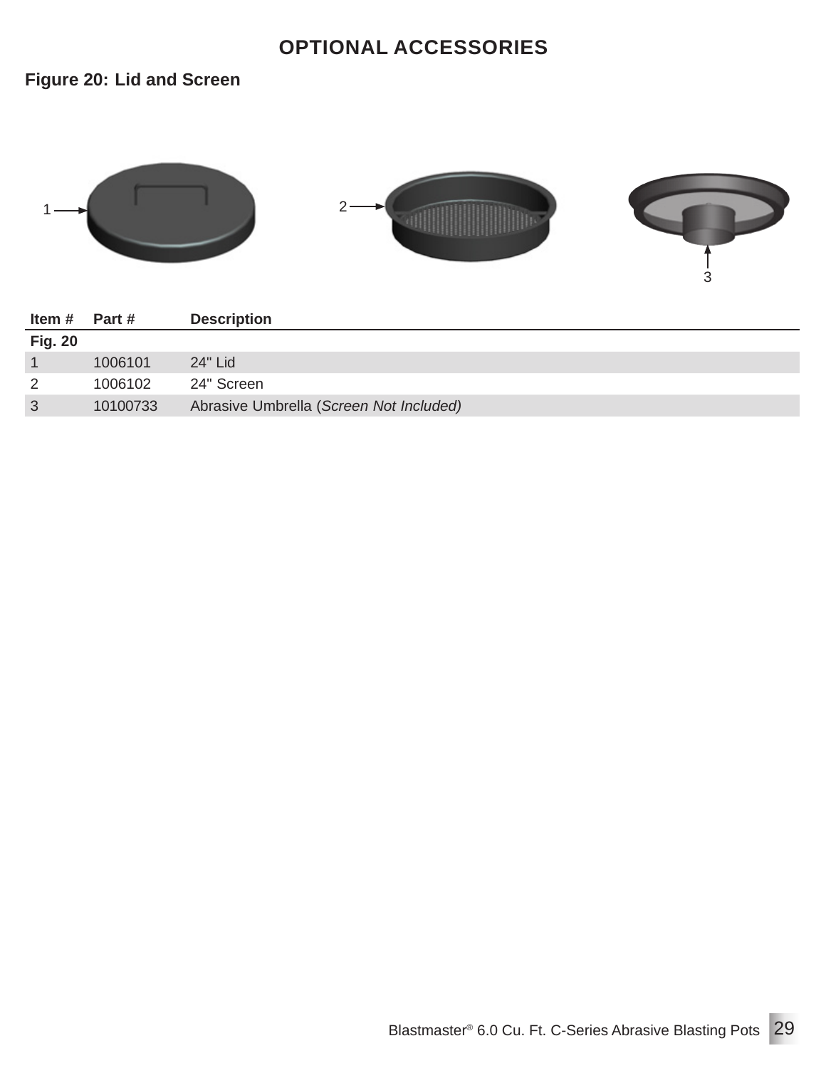# OPTIONAL ACCESSORIES

## Figure 20: Lid and Screen

| Item # | Part # | Description |
|---|---|---|
| **Fig. 20** | | |
| 1 | 1006101 | 24" Lid |
| 2 | 1006102 | 24" Screen |
| 3 | 10100733 | Abrasive Umbrella (*Screen Not Included)* |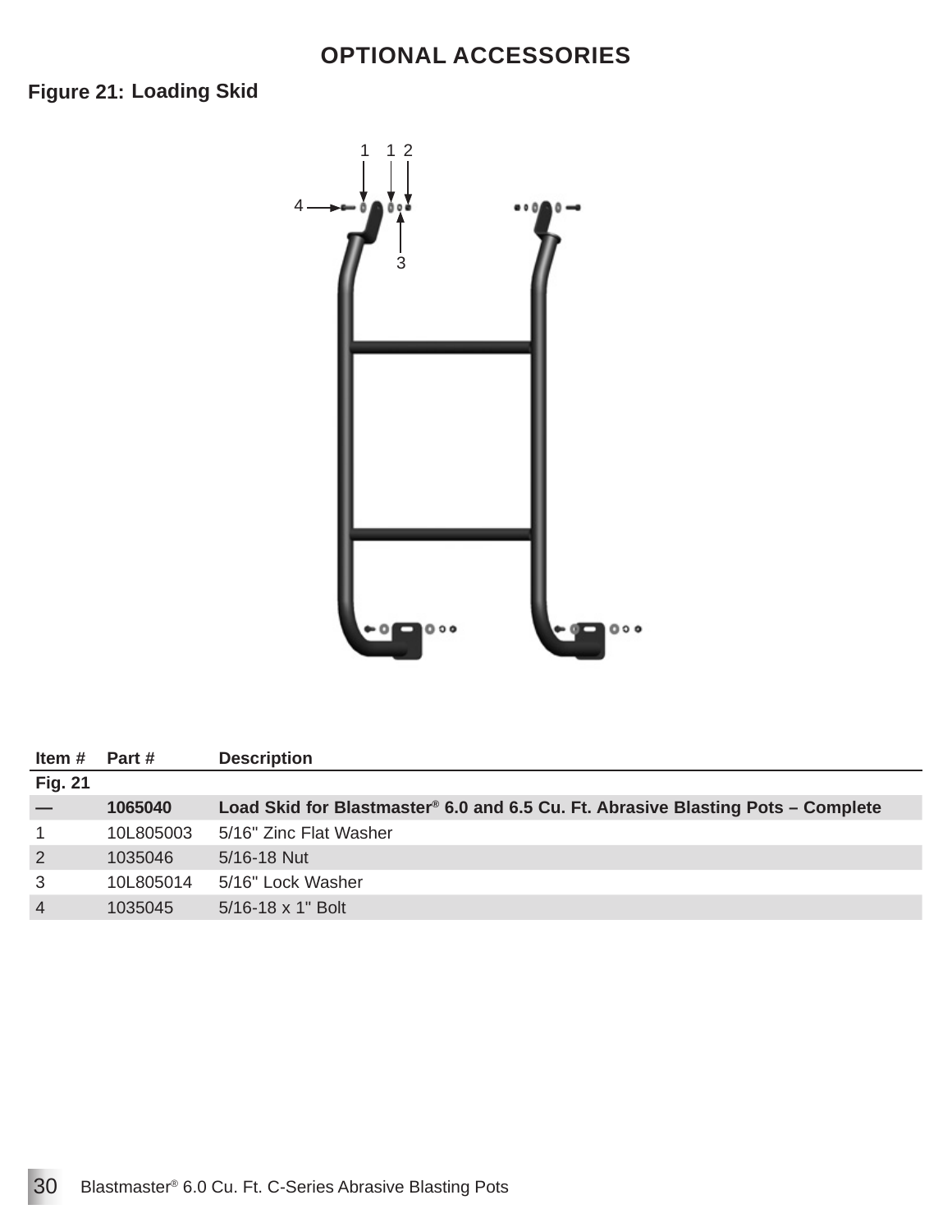## OPTIONAL ACCESSORIES

**Figure 21: Loading Skid**

| Item # | Part # | Description |
|---|---|---|
| **Fig. 21** | | |
| **—** | **1065040** | **Load Skid for Blastmaster® 6.0 and 6.5 Cu. Ft. Abrasive Blasting Pots – Complete** |
| 1 | 10L805003 | 5/16" Zinc Flat Washer |
| 2 | 1035046 | 5/16-18 Nut |
| 3 | 10L805014 | 5/16" Lock Washer |
| 4 | 1035045 | 5/16-18 x 1" Bolt |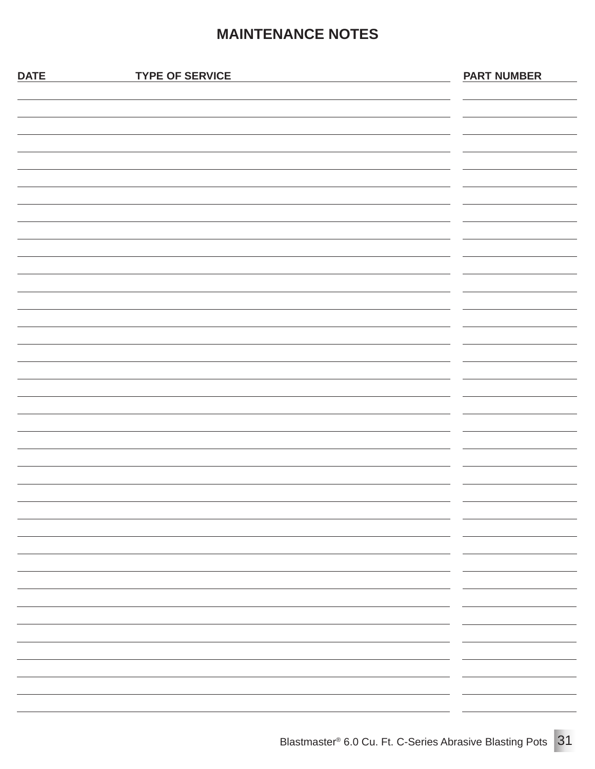# MAINTENANCE NOTES

| DATE | TYPE OF SERVICE | PART NUMBER |
|---|---|---|
| | | |
| | | |
| | | |
| | | |
| | | |
| | | |
| | | |
| | | |
| | | |
| | | |
| | | |
| | | |
| | | |
| | | |
| | | |
| | | |
| | | |
| | | |
| | | |
| | | |
| | | |
| | | |
| | | |
| | | |
| | | |
| | | |
| | | |
| | | |
| | | |
| | | |
| | | |
| | | |
| | | |
| | | |
| | | |
| | | |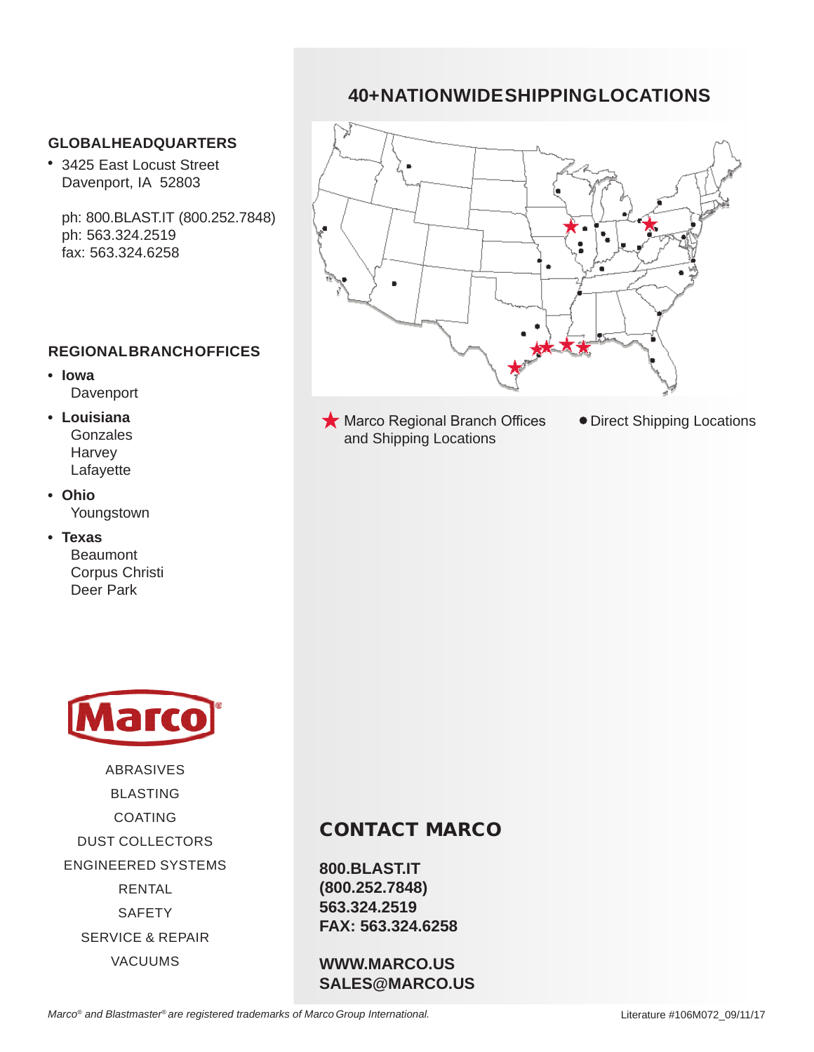## GLOBAL HEADQUARTERS

- 3425 East Locust Street
  Davenport, IA  52803

  ph: 800.BLAST.IT (800.252.7848)
  ph: 563.324.2519
  fax: 563.324.6258

## REGIONAL BRANCH OFFICES

- **Iowa**
  Davenport
- **Louisiana**
  Gonzales
  Harvey
  Lafayette
- **Ohio**
  Youngstown
- **Texas**
  Beaumont
  Corpus Christi
  Deer Park

Marco

ABRASIVES
BLASTING
COATING
DUST COLLECTORS
ENGINEERED SYSTEMS
RENTAL
SAFETY
SERVICE & REPAIR
VACUUMS

## 40+ NATIONWIDE SHIPPING LOCATIONS

★ Marco Regional Branch Offices and Shipping Locations

● Direct Shipping Locations

## CONTACT MARCO

**800.BLAST.IT**
**(800.252.7848)**
**563.324.2519**
**FAX: 563.324.6258**

**WWW.MARCO.US**
**SALES@MARCO.US**

*Marco® and Blastmaster® are registered trademarks of Marco Group International.*

Literature #106M072_09/11/17